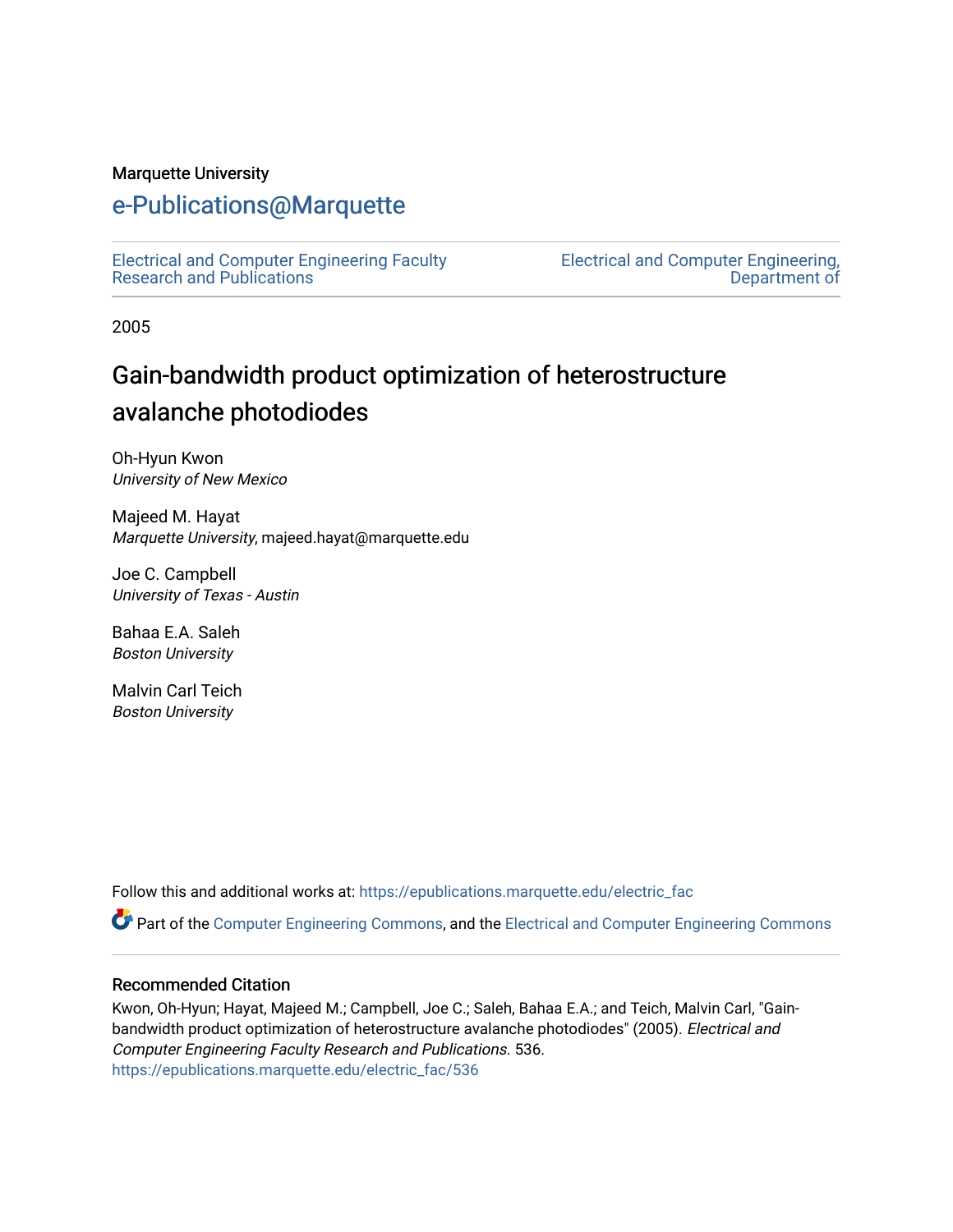Marquette University

# e-Publications@Marquette

Electrical and Computer Engineering Faculty Research and Publications

Electrical and Computer Engineering, Department of

2005

## Gain-bandwidth product optimization of heterostructure avalanche photodiodes

Oh-Hyun Kwon
*University of New Mexico*

Majeed M. Hayat
*Marquette University*, majeed.hayat@marquette.edu

Joe C. Campbell
*University of Texas - Austin*

Bahaa E.A. Saleh
*Boston University*

Malvin Carl Teich
*Boston University*

Follow this and additional works at: https://epublications.marquette.edu/electric_fac

Part of the Computer Engineering Commons, and the Electrical and Computer Engineering Commons

### Recommended Citation

Kwon, Oh-Hyun; Hayat, Majeed M.; Campbell, Joe C.; Saleh, Bahaa E.A.; and Teich, Malvin Carl, "Gain-bandwidth product optimization of heterostructure avalanche photodiodes" (2005). *Electrical and Computer Engineering Faculty Research and Publications*. 536.
https://epublications.marquette.edu/electric_fac/536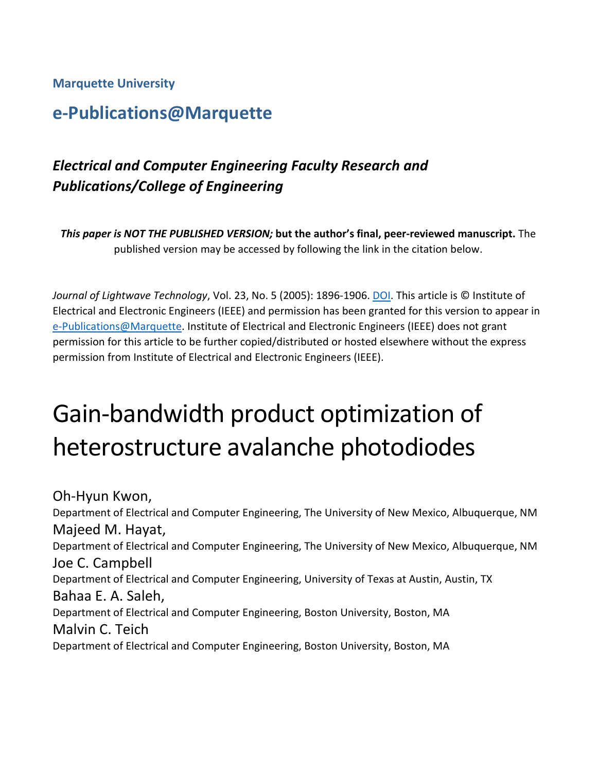Marquette University

# e-Publications@Marquette

## *Electrical and Computer Engineering Faculty Research and Publications/College of Engineering*

***This paper is NOT THE PUBLISHED VERSION;* but the author's final, peer-reviewed manuscript.** The published version may be accessed by following the link in the citation below.

*Journal of Lightwave Technology*, Vol. 23, No. 5 (2005): 1896-1906. DOI. This article is © Institute of Electrical and Electronic Engineers (IEEE) and permission has been granted for this version to appear in e-Publications@Marquette. Institute of Electrical and Electronic Engineers (IEEE) does not grant permission for this article to be further copied/distributed or hosted elsewhere without the express permission from Institute of Electrical and Electronic Engineers (IEEE).

# Gain-bandwidth product optimization of heterostructure avalanche photodiodes

Oh-Hyun Kwon,
Department of Electrical and Computer Engineering, The University of New Mexico, Albuquerque, NM

Majeed M. Hayat,
Department of Electrical and Computer Engineering, The University of New Mexico, Albuquerque, NM

Joe C. Campbell
Department of Electrical and Computer Engineering, University of Texas at Austin, Austin, TX

Bahaa E. A. Saleh,
Department of Electrical and Computer Engineering, Boston University, Boston, MA

Malvin C. Teich
Department of Electrical and Computer Engineering, Boston University, Boston, MA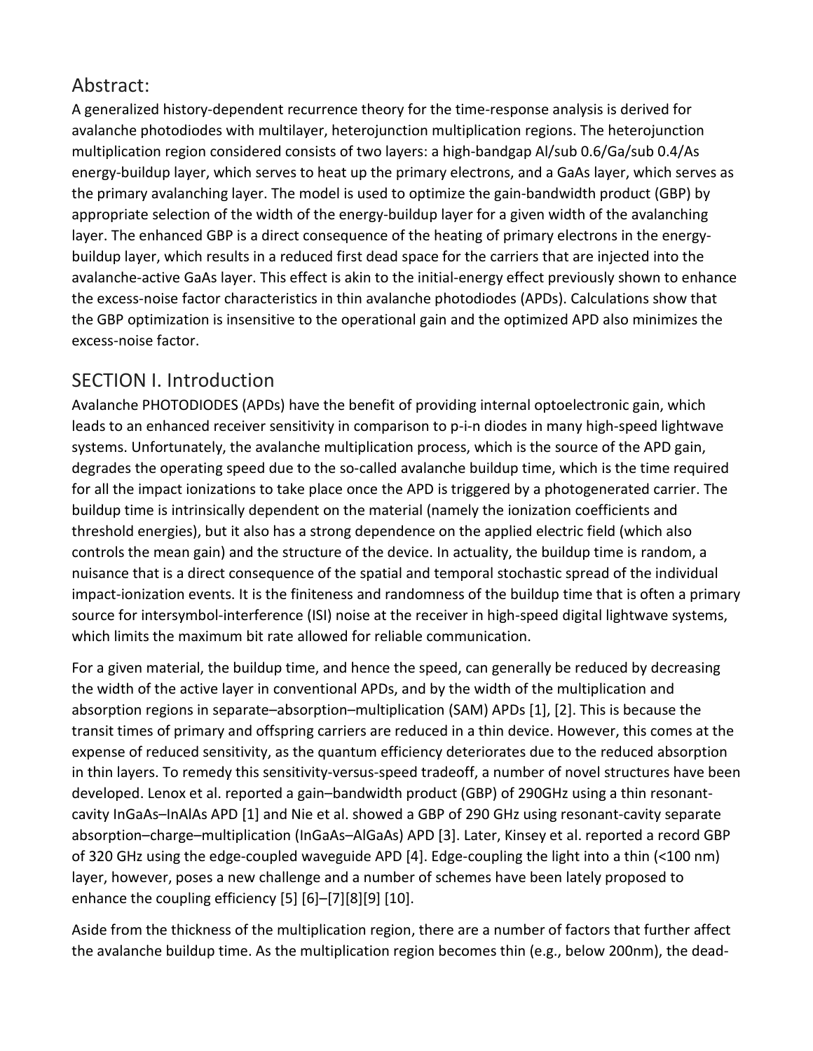## Abstract:

A generalized history-dependent recurrence theory for the time-response analysis is derived for avalanche photodiodes with multilayer, heterojunction multiplication regions. The heterojunction multiplication region considered consists of two layers: a high-bandgap $Al_{0.6}Ga_{0.4}As$ energy-buildup layer, which serves to heat up the primary electrons, and a GaAs layer, which serves as the primary avalanching layer. The model is used to optimize the gain-bandwidth product (GBP) by appropriate selection of the width of the energy-buildup layer for a given width of the avalanching layer. The enhanced GBP is a direct consequence of the heating of primary electrons in the energy-buildup layer, which results in a reduced first dead space for the carriers that are injected into the avalanche-active GaAs layer. This effect is akin to the initial-energy effect previously shown to enhance the excess-noise factor characteristics in thin avalanche photodiodes (APDs). Calculations show that the GBP optimization is insensitive to the operational gain and the optimized APD also minimizes the excess-noise factor.

## SECTION I. Introduction

Avalanche PHOTODIODES (APDs) have the benefit of providing internal optoelectronic gain, which leads to an enhanced receiver sensitivity in comparison to p-i-n diodes in many high-speed lightwave systems. Unfortunately, the avalanche multiplication process, which is the source of the APD gain, degrades the operating speed due to the so-called avalanche buildup time, which is the time required for all the impact ionizations to take place once the APD is triggered by a photogenerated carrier. The buildup time is intrinsically dependent on the material (namely the ionization coefficients and threshold energies), but it also has a strong dependence on the applied electric field (which also controls the mean gain) and the structure of the device. In actuality, the buildup time is random, a nuisance that is a direct consequence of the spatial and temporal stochastic spread of the individual impact-ionization events. It is the finiteness and randomness of the buildup time that is often a primary source for intersymbol-interference (ISI) noise at the receiver in high-speed digital lightwave systems, which limits the maximum bit rate allowed for reliable communication.

For a given material, the buildup time, and hence the speed, can generally be reduced by decreasing the width of the active layer in conventional APDs, and by the width of the multiplication and absorption regions in separate–absorption–multiplication (SAM) APDs [1], [2]. This is because the transit times of primary and offspring carriers are reduced in a thin device. However, this comes at the expense of reduced sensitivity, as the quantum efficiency deteriorates due to the reduced absorption in thin layers. To remedy this sensitivity-versus-speed tradeoff, a number of novel structures have been developed. Lenox et al. reported a gain–bandwidth product (GBP) of 290GHz using a thin resonant-cavity InGaAs–InAlAs APD [1] and Nie et al. showed a GBP of 290 GHz using resonant-cavity separate absorption–charge–multiplication (InGaAs–AlGaAs) APD [3]. Later, Kinsey et al. reported a record GBP of 320 GHz using the edge-coupled waveguide APD [4]. Edge-coupling the light into a thin (<100 nm) layer, however, poses a new challenge and a number of schemes have been lately proposed to enhance the coupling efficiency [5] [6]–[7][8][9] [10].

Aside from the thickness of the multiplication region, there are a number of factors that further affect the avalanche buildup time. As the multiplication region becomes thin (e.g., below 200nm), the dead-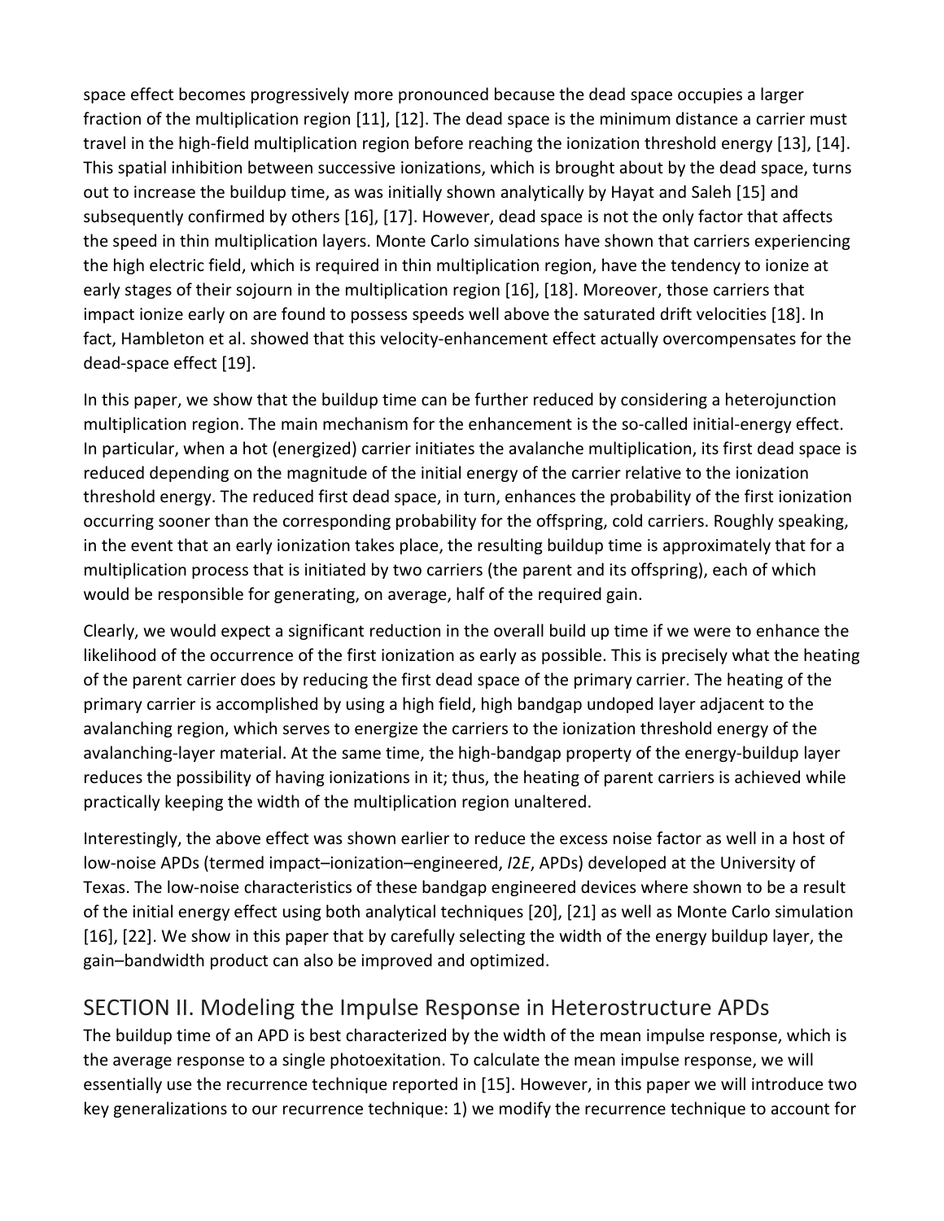space effect becomes progressively more pronounced because the dead space occupies a larger fraction of the multiplication region [11], [12]. The dead space is the minimum distance a carrier must travel in the high-field multiplication region before reaching the ionization threshold energy [13], [14]. This spatial inhibition between successive ionizations, which is brought about by the dead space, turns out to increase the buildup time, as was initially shown analytically by Hayat and Saleh [15] and subsequently confirmed by others [16], [17]. However, dead space is not the only factor that affects the speed in thin multiplication layers. Monte Carlo simulations have shown that carriers experiencing the high electric field, which is required in thin multiplication region, have the tendency to ionize at early stages of their sojourn in the multiplication region [16], [18]. Moreover, those carriers that impact ionize early on are found to possess speeds well above the saturated drift velocities [18]. In fact, Hambleton et al. showed that this velocity-enhancement effect actually overcompensates for the dead-space effect [19].

In this paper, we show that the buildup time can be further reduced by considering a heterojunction multiplication region. The main mechanism for the enhancement is the so-called initial-energy effect. In particular, when a hot (energized) carrier initiates the avalanche multiplication, its first dead space is reduced depending on the magnitude of the initial energy of the carrier relative to the ionization threshold energy. The reduced first dead space, in turn, enhances the probability of the first ionization occurring sooner than the corresponding probability for the offspring, cold carriers. Roughly speaking, in the event that an early ionization takes place, the resulting buildup time is approximately that for a multiplication process that is initiated by two carriers (the parent and its offspring), each of which would be responsible for generating, on average, half of the required gain.

Clearly, we would expect a significant reduction in the overall build up time if we were to enhance the likelihood of the occurrence of the first ionization as early as possible. This is precisely what the heating of the parent carrier does by reducing the first dead space of the primary carrier. The heating of the primary carrier is accomplished by using a high field, high bandgap undoped layer adjacent to the avalanching region, which serves to energize the carriers to the ionization threshold energy of the avalanching-layer material. At the same time, the high-bandgap property of the energy-buildup layer reduces the possibility of having ionizations in it; thus, the heating of parent carriers is achieved while practically keeping the width of the multiplication region unaltered.

Interestingly, the above effect was shown earlier to reduce the excess noise factor as well in a host of low-noise APDs (termed impact–ionization–engineered, *I2E*, APDs) developed at the University of Texas. The low-noise characteristics of these bandgap engineered devices where shown to be a result of the initial energy effect using both analytical techniques [20], [21] as well as Monte Carlo simulation [16], [22]. We show in this paper that by carefully selecting the width of the energy buildup layer, the gain–bandwidth product can also be improved and optimized.

## SECTION II. Modeling the Impulse Response in Heterostructure APDs

The buildup time of an APD is best characterized by the width of the mean impulse response, which is the average response to a single photoexitation. To calculate the mean impulse response, we will essentially use the recurrence technique reported in [15]. However, in this paper we will introduce two key generalizations to our recurrence technique: 1) we modify the recurrence technique to account for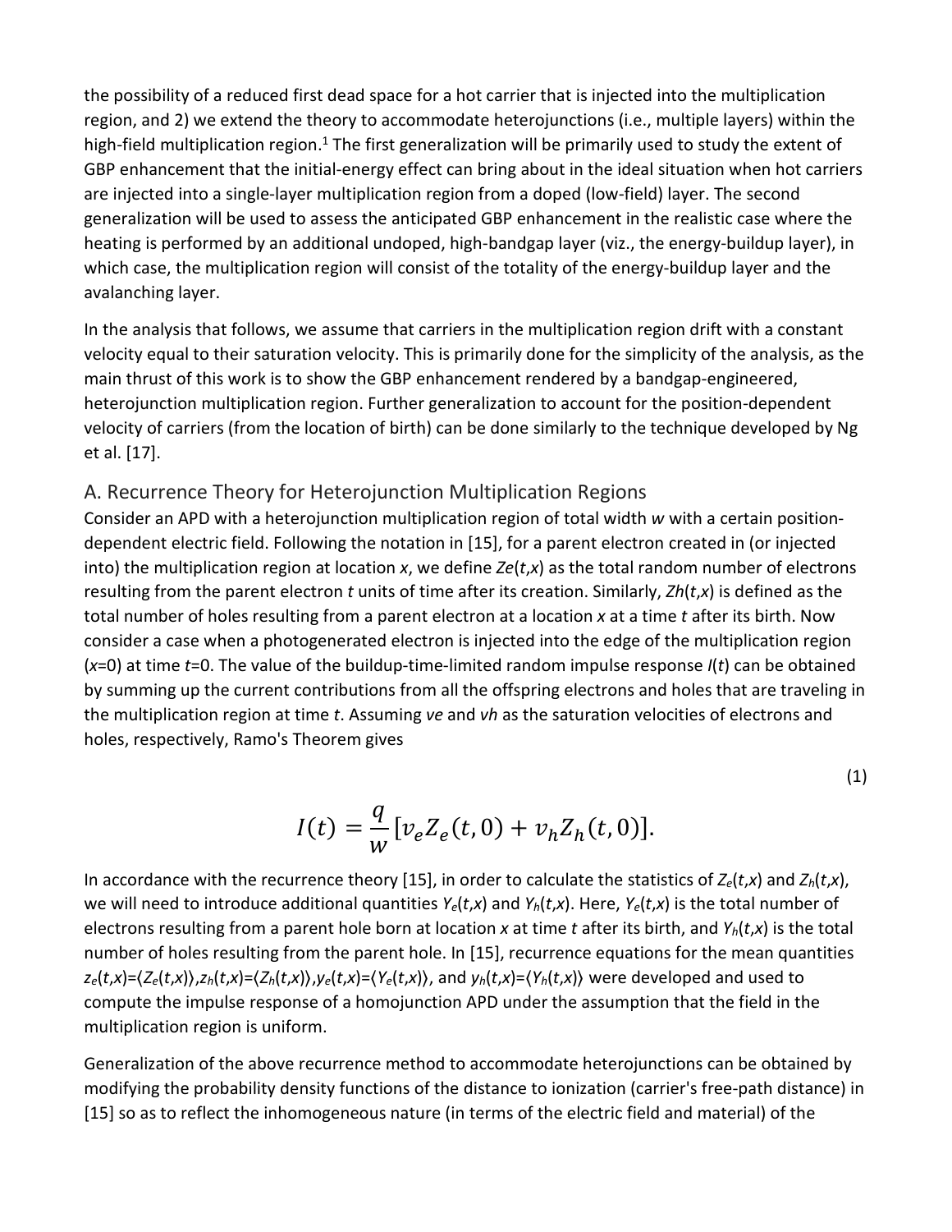the possibility of a reduced first dead space for a hot carrier that is injected into the multiplication region, and 2) we extend the theory to accommodate heterojunctions (i.e., multiple layers) within the high-field multiplication region.[1] The first generalization will be primarily used to study the extent of GBP enhancement that the initial-energy effect can bring about in the ideal situation when hot carriers are injected into a single-layer multiplication region from a doped (low-field) layer. The second generalization will be used to assess the anticipated GBP enhancement in the realistic case where the heating is performed by an additional undoped, high-bandgap layer (viz., the energy-buildup layer), in which case, the multiplication region will consist of the totality of the energy-buildup layer and the avalanching layer.

In the analysis that follows, we assume that carriers in the multiplication region drift with a constant velocity equal to their saturation velocity. This is primarily done for the simplicity of the analysis, as the main thrust of this work is to show the GBP enhancement rendered by a bandgap-engineered, heterojunction multiplication region. Further generalization to account for the position-dependent velocity of carriers (from the location of birth) can be done similarly to the technique developed by Ng et al. [17].

## A. Recurrence Theory for Heterojunction Multiplication Regions

Consider an APD with a heterojunction multiplication region of total width $w$ with a certain position-dependent electric field. Following the notation in [15], for a parent electron created in (or injected into) the multiplication region at location $x$, we define $Z_e(t,x)$ as the total random number of electrons resulting from the parent electron $t$ units of time after its creation. Similarly, $Z_h(t,x)$ is defined as the total number of holes resulting from a parent electron at a location $x$ at a time $t$ after its birth. Now consider a case when a photogenerated electron is injected into the edge of the multiplication region ($x$=0) at time $t$=0. The value of the buildup-time-limited random impulse response $I(t)$ can be obtained by summing up the current contributions from all the offspring electrons and holes that are traveling in the multiplication region at time $t$. Assuming $v_e$ and $v_h$ as the saturation velocities of electrons and holes, respectively, Ramo's Theorem gives

$$I(t) = \frac{q}{w}[v_e Z_e(t,0) + v_h Z_h(t,0)]. \tag{1}$$

In accordance with the recurrence theory [15], in order to calculate the statistics of $Z_e(t,x)$ and $Z_h(t,x)$, we will need to introduce additional quantities $Y_e(t,x)$ and $Y_h(t,x)$. Here, $Y_e(t,x)$ is the total number of electrons resulting from a parent hole born at location $x$ at time $t$ after its birth, and $Y_h(t,x)$ is the total number of holes resulting from the parent hole. In [15], recurrence equations for the mean quantities $z_e(t,x)=\langle Z_e(t,x)\rangle$, $z_h(t,x)=\langle Z_h(t,x)\rangle$, $y_e(t,x)=\langle Y_e(t,x)\rangle$, and $y_h(t,x)=\langle Y_h(t,x)\rangle$ were developed and used to compute the impulse response of a homojunction APD under the assumption that the field in the multiplication region is uniform.

Generalization of the above recurrence method to accommodate heterojunctions can be obtained by modifying the probability density functions of the distance to ionization (carrier's free-path distance) in [15] so as to reflect the inhomogeneous nature (in terms of the electric field and material) of the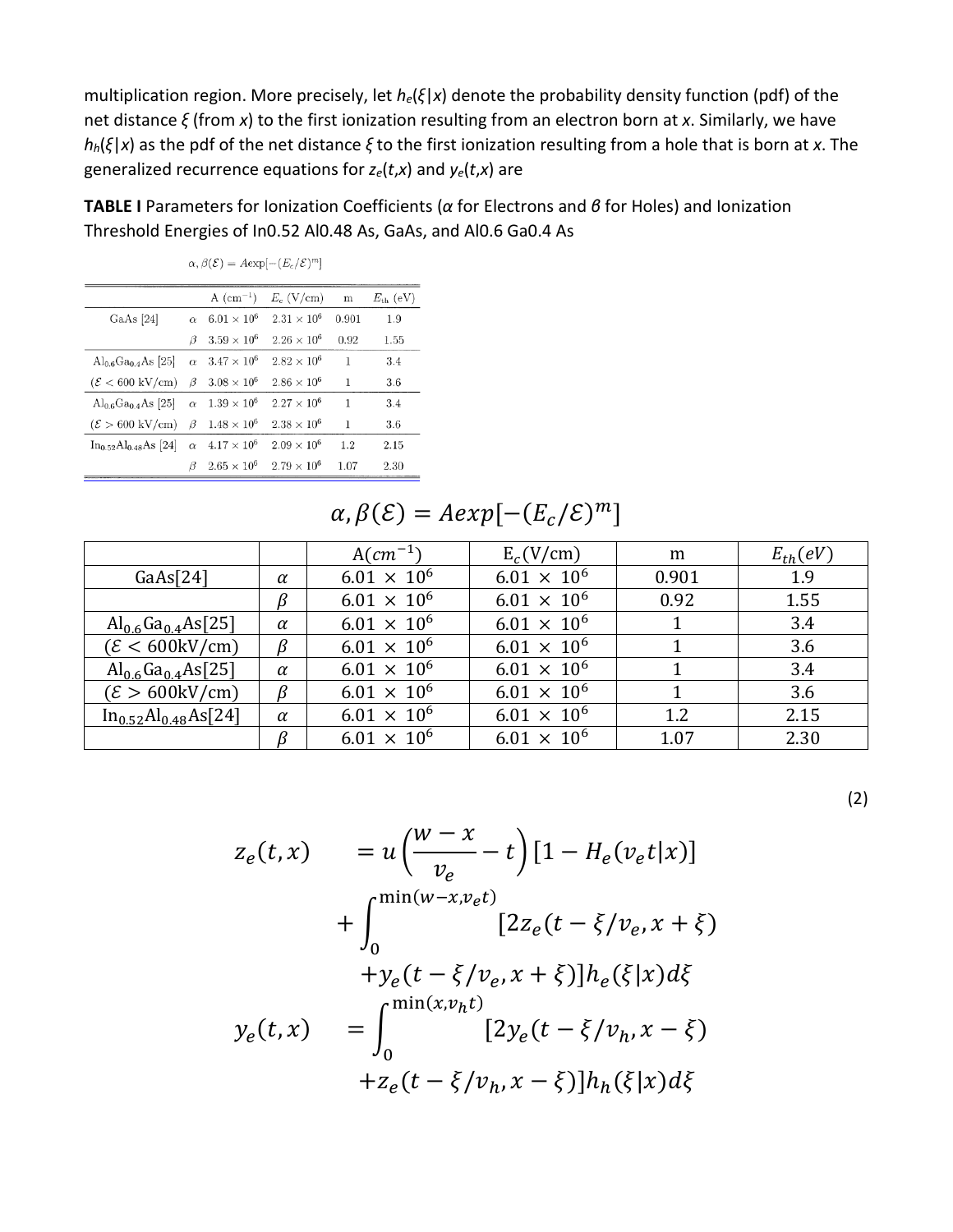multiplication region. More precisely, let $h_e(\xi|x)$ denote the probability density function (pdf) of the net distance $\xi$ (from $x$) to the first ionization resulting from an electron born at $x$. Similarly, we have $h_h(\xi|x)$ as the pdf of the net distance $\xi$ to the first ionization resulting from a hole that is born at $x$. The generalized recurrence equations for $z_e(t,x)$ and $y_e(t,x)$ are

**TABLE I** Parameters for Ionization Coefficients ($\alpha$ for Electrons and $\beta$ for Holes) and Ionization Threshold Energies of In0.52 Al0.48 As, GaAs, and Al0.6 Ga0.4 As

$\alpha, \beta(\mathcal{E}) = A\exp[-(E_c/\mathcal{E})^m]$

| | | A ($cm^{-1}$) | $E_c$ (V/cm) | m | $E_{th}$ (eV) |
|---|---|---|---|---|---|
| GaAs [24] | $\alpha$ | $6.01 \times 10^6$ | $2.31 \times 10^6$ | 0.901 | 1.9 |
| | $\beta$ | $3.59 \times 10^6$ | $2.26 \times 10^6$ | 0.92 | 1.55 |
| $Al_{0.6}Ga_{0.4}As$ [25] | $\alpha$ | $3.47 \times 10^6$ | $2.82 \times 10^6$ | 1 | 3.4 |
| ($\mathcal{E} < 600$ kV/cm) | $\beta$ | $3.08 \times 10^6$ | $2.86 \times 10^6$ | 1 | 3.6 |
| $Al_{0.6}Ga_{0.4}As$ [25] | $\alpha$ | $1.39 \times 10^6$ | $2.27 \times 10^6$ | 1 | 3.4 |
| ($\mathcal{E} > 600$ kV/cm) | $\beta$ | $1.48 \times 10^6$ | $2.38 \times 10^6$ | 1 | 3.6 |
| $In_{0.52}Al_{0.48}As$ [24] | $\alpha$ | $4.17 \times 10^6$ | $2.09 \times 10^6$ | 1.2 | 2.15 |
| | $\beta$ | $2.65 \times 10^6$ | $2.79 \times 10^6$ | 1.07 | 2.30 |

$$\alpha, \beta(\mathcal{E}) = A\exp[-(E_c/\mathcal{E})^m]$$

| | | A($cm^{-1}$) | $E_c$(V/cm) | m | $E_{th}(eV)$ |
|---|---|---|---|---|---|
| GaAs[24] | $\alpha$ | $6.01 \times 10^6$ | $6.01 \times 10^6$ | 0.901 | 1.9 |
| | $\beta$ | $6.01 \times 10^6$ | $6.01 \times 10^6$ | 0.92 | 1.55 |
| $Al_{0.6}Ga_{0.4}As$[25] | $\alpha$ | $6.01 \times 10^6$ | $6.01 \times 10^6$ | 1 | 3.4 |
| ($\mathcal{E} < 600$kV/cm) | $\beta$ | $6.01 \times 10^6$ | $6.01 \times 10^6$ | 1 | 3.6 |
| $Al_{0.6}Ga_{0.4}As$[25] | $\alpha$ | $6.01 \times 10^6$ | $6.01 \times 10^6$ | 1 | 3.4 |
| ($\mathcal{E} > 600$kV/cm) | $\beta$ | $6.01 \times 10^6$ | $6.01 \times 10^6$ | 1 | 3.6 |
| $In_{0.52}Al_{0.48}As$[24] | $\alpha$ | $6.01 \times 10^6$ | $6.01 \times 10^6$ | 1.2 | 2.15 |
| | $\beta$ | $6.01 \times 10^6$ | $6.01 \times 10^6$ | 1.07 | 2.30 |

(2)

$$
\begin{aligned}
z_e(t,x) \quad &= u\left(\frac{w-x}{v_e} - t\right)\left[1 - H_e(v_e t|x)\right] \\
&\quad + \int_0^{\min(w-x, v_e t)} \left[2z_e(t - \xi/v_e, x+\xi)\right. \\
&\quad \left. + y_e(t - \xi/v_e, x+\xi)\right] h_e(\xi|x) d\xi \\
y_e(t,x) \quad &= \int_0^{\min(x, v_h t)} \left[2y_e(t - \xi/v_h, x-\xi)\right. \\
&\quad \left. + z_e(t - \xi/v_h, x-\xi)\right] h_h(\xi|x) d\xi
\end{aligned}
$$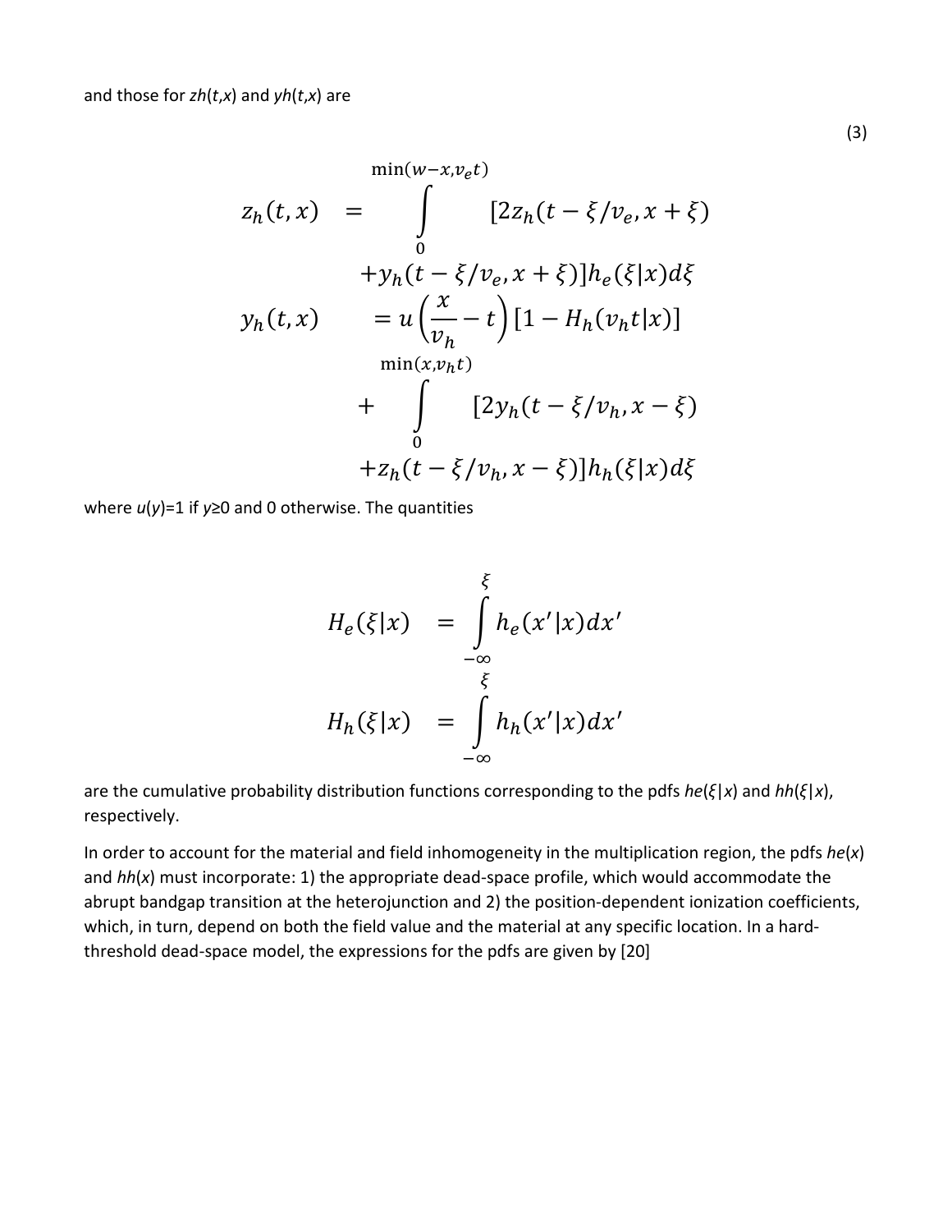and those for $zh(t,x)$ and $yh(t,x)$ are

$$
\begin{aligned}
z_h(t,x) \quad &= \int_0^{\min(w-x,v_e t)} [2z_h(t-\xi/v_e, x+\xi) \\
&\quad + y_h(t-\xi/v_e, x+\xi)] h_e(\xi|x) d\xi \\
y_h(t,x) \quad &= u\left(\frac{x}{v_h} - t\right)[1 - H_h(v_h t|x)] \\
&\quad + \int_0^{\min(x,v_h t)} [2y_h(t-\xi/v_h, x-\xi) \\
&\quad + z_h(t-\xi/v_h, x-\xi)] h_h(\xi|x) d\xi
\end{aligned}
\tag{3}
$$

where $u(y)=1$ if $y\geq 0$ and 0 otherwise. The quantities

$$
\begin{aligned}
H_e(\xi|x) \quad &= \int_{-\infty}^{\xi} h_e(x'|x) dx' \\
H_h(\xi|x) \quad &= \int_{-\infty}^{\xi} h_h(x'|x) dx'
\end{aligned}
$$

are the cumulative probability distribution functions corresponding to the pdfs $he(\xi|x)$ and $hh(\xi|x)$, respectively.

In order to account for the material and field inhomogeneity in the multiplication region, the pdfs $he(x)$ and $hh(x)$ must incorporate: 1) the appropriate dead-space profile, which would accommodate the abrupt bandgap transition at the heterojunction and 2) the position-dependent ionization coefficients, which, in turn, depend on both the field value and the material at any specific location. In a hard-threshold dead-space model, the expressions for the pdfs are given by [20]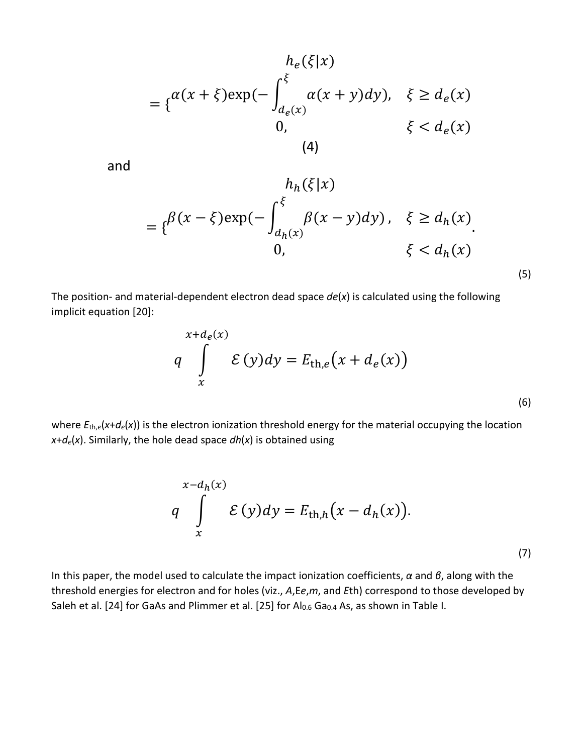$$h_e(\xi|x) = \begin{cases} \alpha(x+\xi)\exp\left(-\int_{d_e(x)}^{\xi} \alpha(x+y)dy\right), & \xi \geq d_e(x) \\ 0, & \xi < d_e(x) \end{cases} \quad (4)$$

and

$$h_h(\xi|x) = \begin{cases} \beta(x-\xi)\exp\left(-\int_{d_h(x)}^{\xi} \beta(x-y)dy\right), & \xi \geq d_h(x) \\ 0, & \xi < d_h(x) \end{cases}. \quad (5)$$

The position- and material-dependent electron dead space $d_e(x)$ is calculated using the following implicit equation [20]:

$$q \int_{x}^{x+d_e(x)} \mathcal{E}(y)dy = E_{\text{th},e}\big(x + d_e(x)\big) \quad (6)$$

where $E_{\text{th},e}(x+d_e(x))$ is the electron ionization threshold energy for the material occupying the location $x+d_e(x)$. Similarly, the hole dead space $d_h(x)$ is obtained using

$$q \int_{x}^{x-d_h(x)} \mathcal{E}(y)dy = E_{\text{th},h}\big(x - d_h(x)\big). \quad (7)$$

In this paper, the model used to calculate the impact ionization coefficients, $\alpha$ and $\beta$, along with the threshold energies for electron and for holes (viz., $A$, $E_e$, $m$, and $E_{th}$) correspond to those developed by Saleh et al. [24] for GaAs and Plimmer et al. [25] for $Al_{0.6}Ga_{0.4}As$, as shown in Table I.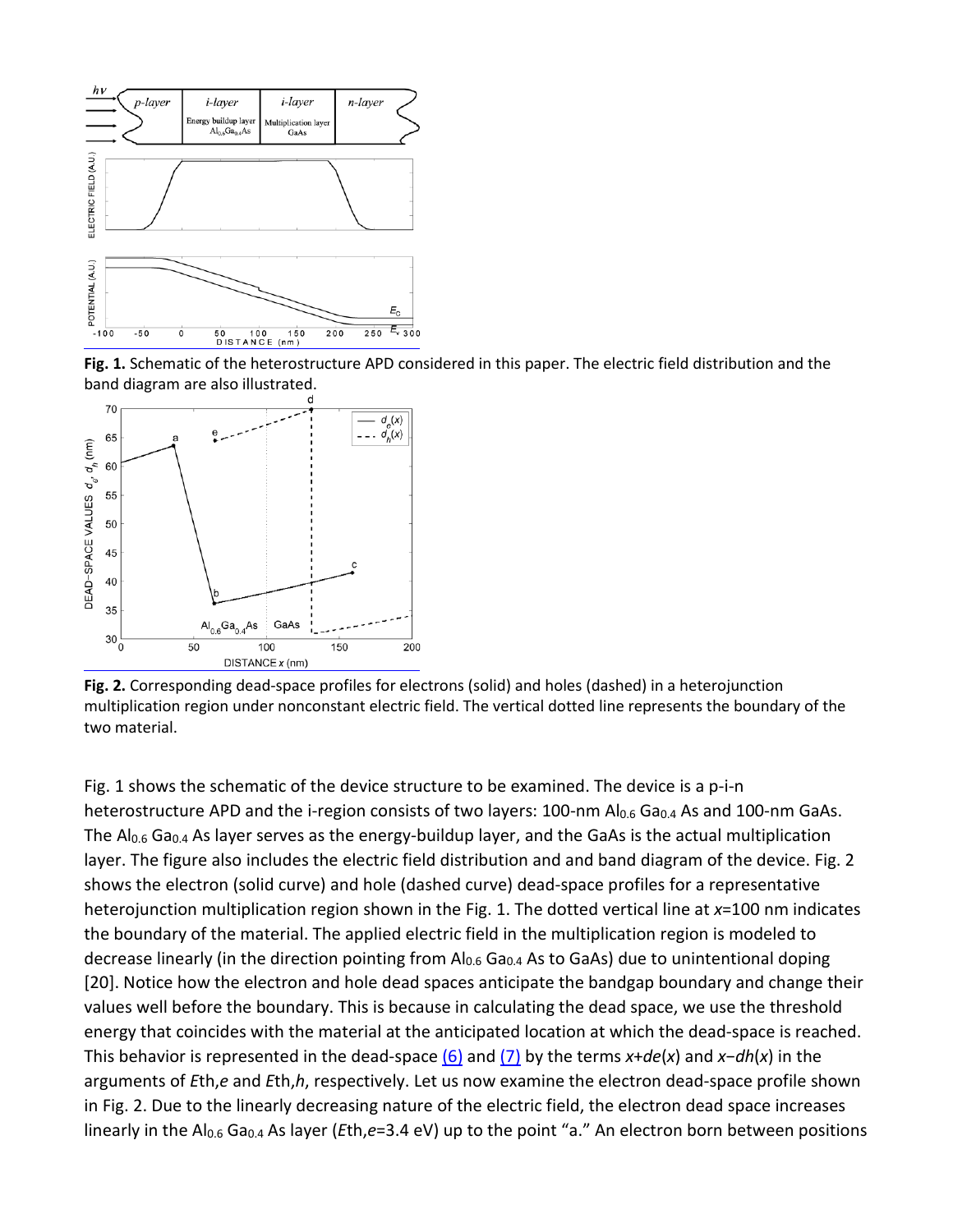**Fig. 1.** Schematic of the heterostructure APD considered in this paper. The electric field distribution and the band diagram are also illustrated.

**Fig. 2.** Corresponding dead-space profiles for electrons (solid) and holes (dashed) in a heterojunction multiplication region under nonconstant electric field. The vertical dotted line represents the boundary of the two material.

Fig. 1 shows the schematic of the device structure to be examined. The device is a p-i-n heterostructure APD and the i-region consists of two layers: 100-nm $Al_{0.6}Ga_{0.4}As$ and 100-nm GaAs. The $Al_{0.6}Ga_{0.4}As$ layer serves as the energy-buildup layer, and the GaAs is the actual multiplication layer. The figure also includes the electric field distribution and and band diagram of the device. Fig. 2 shows the electron (solid curve) and hole (dashed curve) dead-space profiles for a representative heterojunction multiplication region shown in the Fig. 1. The dotted vertical line at $x$=100 nm indicates the boundary of the material. The applied electric field in the multiplication region is modeled to decrease linearly (in the direction pointing from $Al_{0.6}Ga_{0.4}As$ to GaAs) due to unintentional doping [20]. Notice how the electron and hole dead spaces anticipate the bandgap boundary and change their values well before the boundary. This is because in calculating the dead space, we use the threshold energy that coincides with the material at the anticipated location at which the dead-space is reached. This behavior is represented in the dead-space (6) and (7) by the terms $x+d_e(x)$ and $x-d_h(x)$ in the arguments of $E_{th,e}$ and $E_{th,h}$, respectively. Let us now examine the electron dead-space profile shown in Fig. 2. Due to the linearly decreasing nature of the electric field, the electron dead space increases linearly in the $Al_{0.6}Ga_{0.4}As$ layer ($E_{th,e}$=3.4 eV) up to the point "a." An electron born between positions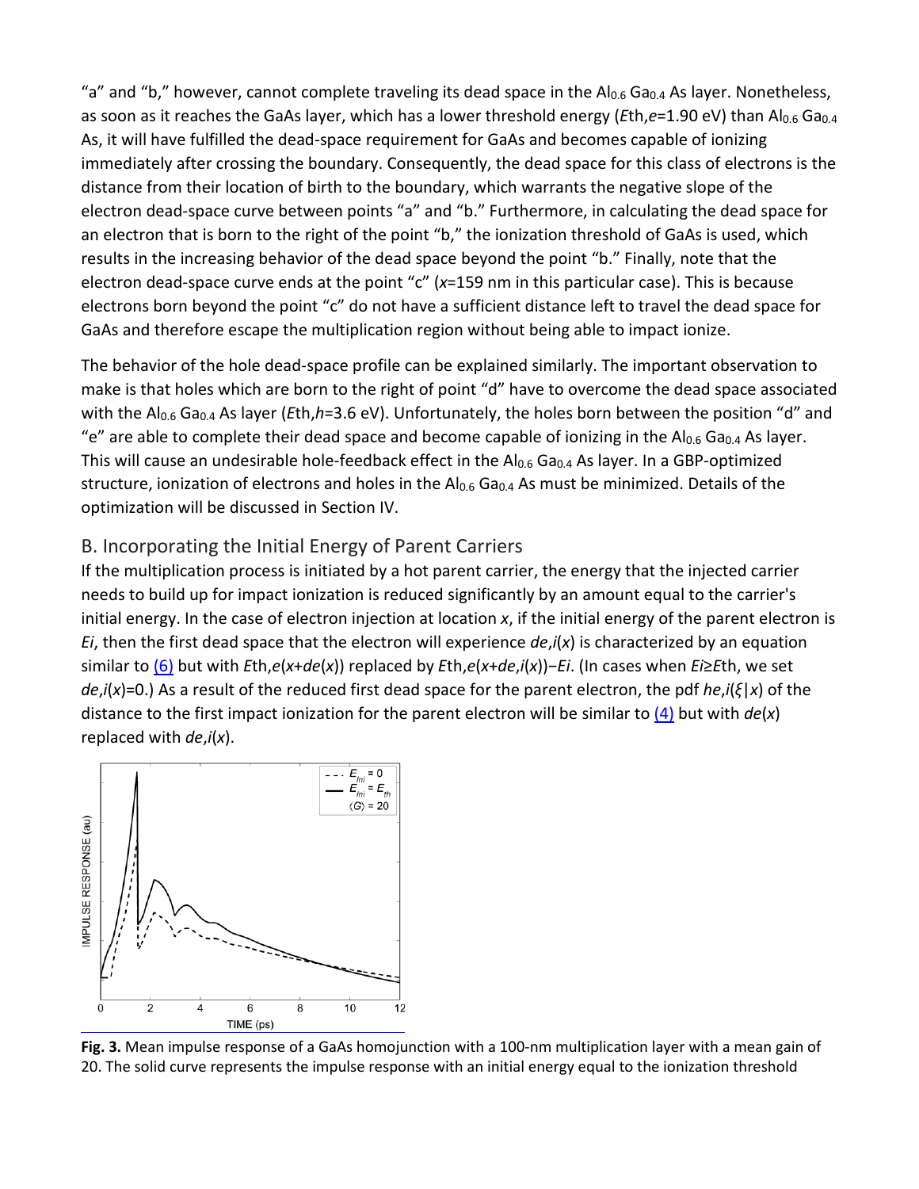"a" and "b," however, cannot complete traveling its dead space in the $Al_{0.6}Ga_{0.4}As$ layer. Nonetheless, as soon as it reaches the GaAs layer, which has a lower threshold energy ($E_{th,e}$=1.90 eV) than $Al_{0.6}Ga_{0.4}As$, it will have fulfilled the dead-space requirement for GaAs and becomes capable of ionizing immediately after crossing the boundary. Consequently, the dead space for this class of electrons is the distance from their location of birth to the boundary, which warrants the negative slope of the electron dead-space curve between points "a" and "b." Furthermore, in calculating the dead space for an electron that is born to the right of the point "b," the ionization threshold of GaAs is used, which results in the increasing behavior of the dead space beyond the point "b." Finally, note that the electron dead-space curve ends at the point "c" ($x$=159 nm in this particular case). This is because electrons born beyond the point "c" do not have a sufficient distance left to travel the dead space for GaAs and therefore escape the multiplication region without being able to impact ionize.

The behavior of the hole dead-space profile can be explained similarly. The important observation to make is that holes which are born to the right of point "d" have to overcome the dead space associated with the $Al_{0.6}Ga_{0.4}As$ layer ($E_{th,h}$=3.6 eV). Unfortunately, the holes born between the position "d" and "e" are able to complete their dead space and become capable of ionizing in the $Al_{0.6}Ga_{0.4}As$ layer. This will cause an undesirable hole-feedback effect in the $Al_{0.6}Ga_{0.4}As$ layer. In a GBP-optimized structure, ionization of electrons and holes in the $Al_{0.6}Ga_{0.4}As$ must be minimized. Details of the optimization will be discussed in Section IV.

## B. Incorporating the Initial Energy of Parent Carriers

If the multiplication process is initiated by a hot parent carrier, the energy that the injected carrier needs to build up for impact ionization is reduced significantly by an amount equal to the carrier's initial energy. In the case of electron injection at location $x$, if the initial energy of the parent electron is $E_i$, then the first dead space that the electron will experience $d_{e,i}(x)$ is characterized by an equation similar to (6) but with $E_{th,e}(x+d_e(x))$ replaced by $E_{th,e}(x+d_{e,i}(x))-E_i$. (In cases when $E_i \geq E_{th}$, we set $d_{e,i}(x)=0$.) As a result of the reduced first dead space for the parent electron, the pdf $h_{e,i}(\xi|x)$ of the distance to the first impact ionization for the parent electron will be similar to (4) but with $d_e(x)$ replaced with $d_{e,i}(x)$.

**Fig. 3.** Mean impulse response of a GaAs homojunction with a 100-nm multiplication layer with a mean gain of 20. The solid curve represents the impulse response with an initial energy equal to the ionization threshold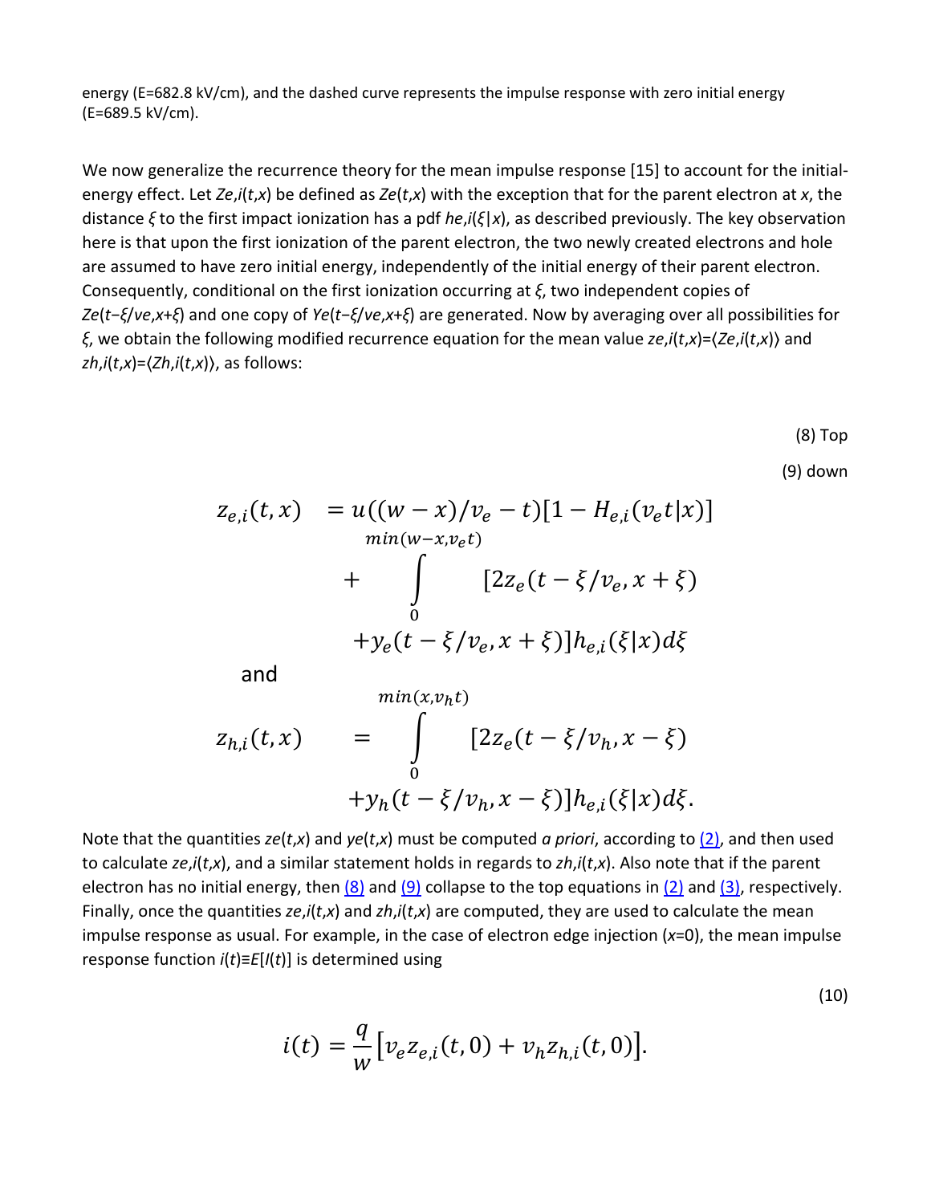energy (E=682.8 kV/cm), and the dashed curve represents the impulse response with zero initial energy (E=689.5 kV/cm).

We now generalize the recurrence theory for the mean impulse response [15] to account for the initial-energy effect. Let $Z_{e,i}(t,x)$ be defined as $Z_e(t,x)$ with the exception that for the parent electron at $x$, the distance $\xi$ to the first impact ionization has a pdf $h_{e,i}(\xi|x)$, as described previously. The key observation here is that upon the first ionization of the parent electron, the two newly created electrons and hole are assumed to have zero initial energy, independently of the initial energy of their parent electron. Consequently, conditional on the first ionization occurring at $\xi$, two independent copies of $Z_e(t-\xi/v_e,x+\xi)$ and one copy of $Y_e(t-\xi/v_e,x+\xi)$ are generated. Now by averaging over all possibilities for $\xi$, we obtain the following modified recurrence equation for the mean value $z_{e,i}(t,x)=\langle Z_{e,i}(t,x)\rangle$ and $z_{h,i}(t,x)=\langle Z_{h,i}(t,x)\rangle$, as follows:

(8) Top

(9) down

$$z_{e,i}(t,x) = u((w-x)/v_e - t)[1 - H_{e,i}(v_e t|x)] + \int_0^{min(w-x,v_e t)} [2z_e(t-\xi/v_e, x+\xi) + y_e(t-\xi/v_e, x+\xi)] h_{e,i}(\xi|x) d\xi$$

and

$$z_{h,i}(t,x) = \int_0^{min(x,v_h t)} [2z_e(t-\xi/v_h, x-\xi) + y_h(t-\xi/v_h, x-\xi)] h_{e,i}(\xi|x) d\xi.$$

Note that the quantities $z_e(t,x)$ and $y_e(t,x)$ must be computed *a priori*, according to (2), and then used to calculate $z_{e,i}(t,x)$, and a similar statement holds in regards to $z_{h,i}(t,x)$. Also note that if the parent electron has no initial energy, then (8) and (9) collapse to the top equations in (2) and (3), respectively. Finally, once the quantities $z_{e,i}(t,x)$ and $z_{h,i}(t,x)$ are computed, they are used to calculate the mean impulse response as usual. For example, in the case of electron edge injection ($x$=0), the mean impulse response function $i(t)\equiv E[I(t)]$ is determined using

(10)

$$i(t) = \frac{q}{w}\left[v_e z_{e,i}(t,0) + v_h z_{h,i}(t,0)\right].$$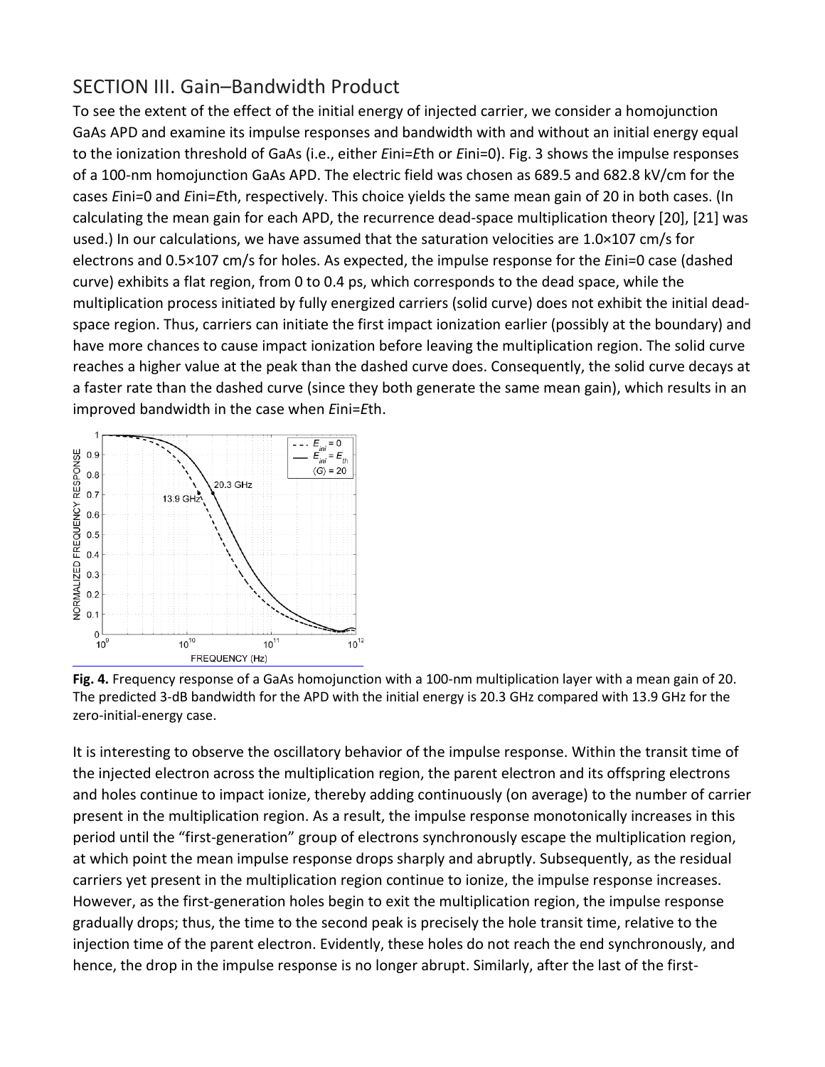## SECTION III. Gain–Bandwidth Product

To see the extent of the effect of the initial energy of injected carrier, we consider a homojunction GaAs APD and examine its impulse responses and bandwidth with and without an initial energy equal to the ionization threshold of GaAs (i.e., either $E_{ini}=E_{th}$ or $E_{ini}=0$). Fig. 3 shows the impulse responses of a 100-nm homojunction GaAs APD. The electric field was chosen as 689.5 and 682.8 kV/cm for the cases $E_{ini}=0$ and $E_{ini}=E_{th}$, respectively. This choice yields the same mean gain of 20 in both cases. (In calculating the mean gain for each APD, the recurrence dead-space multiplication theory [20], [21] was used.) In our calculations, we have assumed that the saturation velocities are $1.0\times10^{7}$ cm/s for electrons and $0.5\times10^{7}$ cm/s for holes. As expected, the impulse response for the $E_{ini}=0$ case (dashed curve) exhibits a flat region, from 0 to 0.4 ps, which corresponds to the dead space, while the multiplication process initiated by fully energized carriers (solid curve) does not exhibit the initial dead-space region. Thus, carriers can initiate the first impact ionization earlier (possibly at the boundary) and have more chances to cause impact ionization before leaving the multiplication region. The solid curve reaches a higher value at the peak than the dashed curve does. Consequently, the solid curve decays at a faster rate than the dashed curve (since they both generate the same mean gain), which results in an improved bandwidth in the case when $E_{ini}=E_{th}$.

**Fig. 4.** Frequency response of a GaAs homojunction with a 100-nm multiplication layer with a mean gain of 20. The predicted 3-dB bandwidth for the APD with the initial energy is 20.3 GHz compared with 13.9 GHz for the zero-initial-energy case.

It is interesting to observe the oscillatory behavior of the impulse response. Within the transit time of the injected electron across the multiplication region, the parent electron and its offspring electrons and holes continue to impact ionize, thereby adding continuously (on average) to the number of carrier present in the multiplication region. As a result, the impulse response monotonically increases in this period until the "first-generation" group of electrons synchronously escape the multiplication region, at which point the mean impulse response drops sharply and abruptly. Subsequently, as the residual carriers yet present in the multiplication region continue to ionize, the impulse response increases. However, as the first-generation holes begin to exit the multiplication region, the impulse response gradually drops; thus, the time to the second peak is precisely the hole transit time, relative to the injection time of the parent electron. Evidently, these holes do not reach the end synchronously, and hence, the drop in the impulse response is no longer abrupt. Similarly, after the last of the first-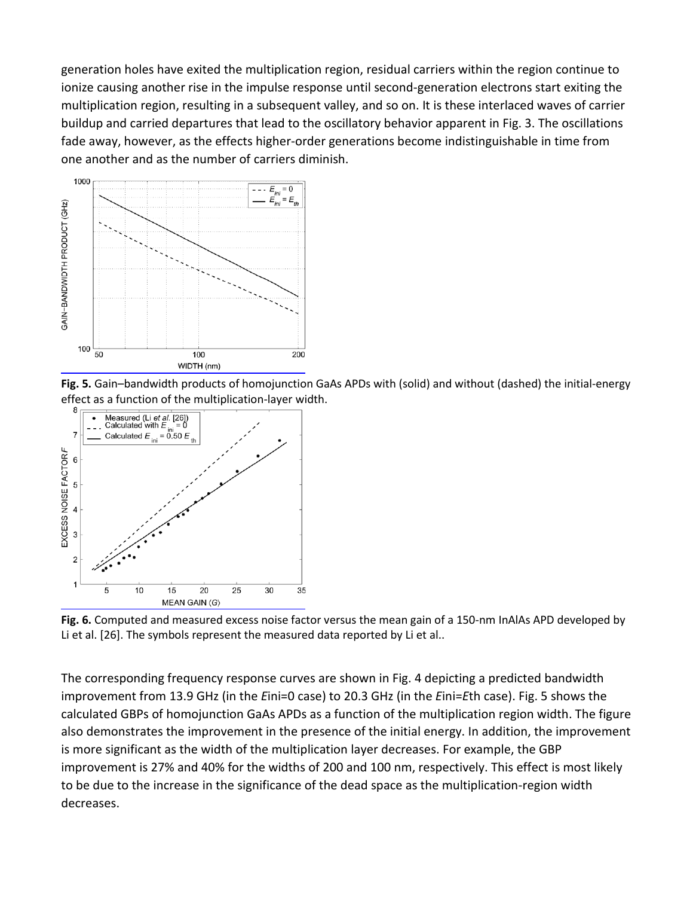generation holes have exited the multiplication region, residual carriers within the region continue to ionize causing another rise in the impulse response until second-generation electrons start exiting the multiplication region, resulting in a subsequent valley, and so on. It is these interlaced waves of carrier buildup and carried departures that lead to the oscillatory behavior apparent in Fig. 3. The oscillations fade away, however, as the effects higher-order generations become indistinguishable in time from one another and as the number of carriers diminish.

**Fig. 5.** Gain–bandwidth products of homojunction GaAs APDs with (solid) and without (dashed) the initial-energy effect as a function of the multiplication-layer width.

**Fig. 6.** Computed and measured excess noise factor versus the mean gain of a 150-nm InAlAs APD developed by Li et al. [26]. The symbols represent the measured data reported by Li et al..

The corresponding frequency response curves are shown in Fig. 4 depicting a predicted bandwidth improvement from 13.9 GHz (in the $E_{ini}=0$ case) to 20.3 GHz (in the $E_{ini}=E_{th}$ case). Fig. 5 shows the calculated GBPs of homojunction GaAs APDs as a function of the multiplication region width. The figure also demonstrates the improvement in the presence of the initial energy. In addition, the improvement is more significant as the width of the multiplication layer decreases. For example, the GBP improvement is 27% and 40% for the widths of 200 and 100 nm, respectively. This effect is most likely to be due to the increase in the significance of the dead space as the multiplication-region width decreases.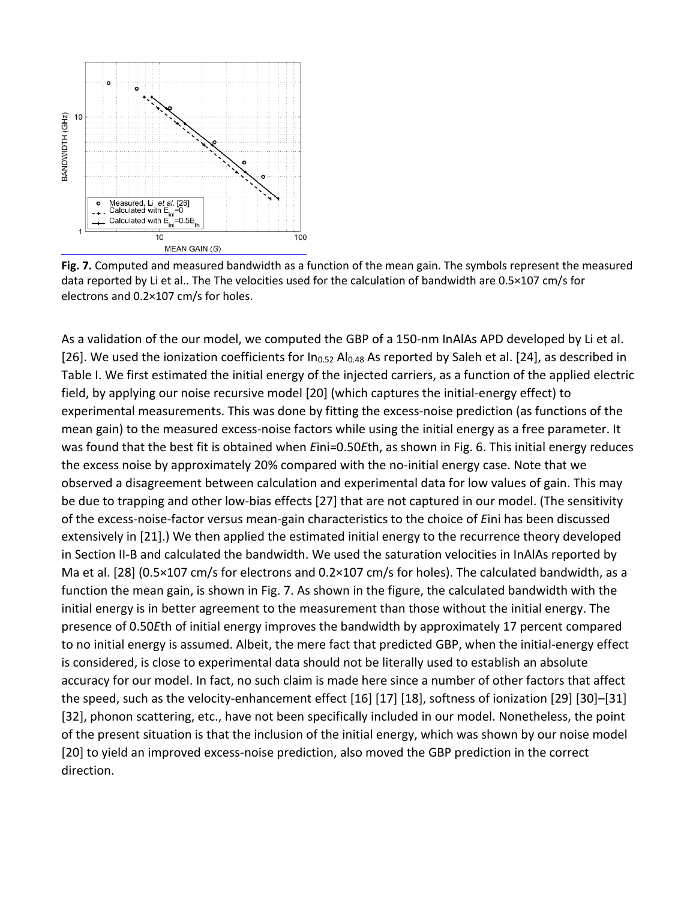**Fig. 7.** Computed and measured bandwidth as a function of the mean gain. The symbols represent the measured data reported by Li et al.. The The velocities used for the calculation of bandwidth are $0.5\times10^7$ cm/s for electrons and $0.2\times10^7$ cm/s for holes.

As a validation of the our model, we computed the GBP of a 150-nm InAlAs APD developed by Li et al. [26]. We used the ionization coefficients for $In_{0.52}$ $Al_{0.48}$ As reported by Saleh et al. [24], as described in Table I. We first estimated the initial energy of the injected carriers, as a function of the applied electric field, by applying our noise recursive model [20] (which captures the initial-energy effect) to experimental measurements. This was done by fitting the excess-noise prediction (as functions of the mean gain) to the measured excess-noise factors while using the initial energy as a free parameter. It was found that the best fit is obtained when $E_{ini}=0.50E_{th}$, as shown in Fig. 6. This initial energy reduces the excess noise by approximately 20% compared with the no-initial energy case. Note that we observed a disagreement between calculation and experimental data for low values of gain. This may be due to trapping and other low-bias effects [27] that are not captured in our model. (The sensitivity of the excess-noise-factor versus mean-gain characteristics to the choice of $E_{ini}$ has been discussed extensively in [21].) We then applied the estimated initial energy to the recurrence theory developed in Section II-B and calculated the bandwidth. We used the saturation velocities in InAlAs reported by Ma et al. [28] ($0.5\times10^7$ cm/s for electrons and $0.2\times10^7$ cm/s for holes). The calculated bandwidth, as a function the mean gain, is shown in Fig. 7. As shown in the figure, the calculated bandwidth with the initial energy is in better agreement to the measurement than those without the initial energy. The presence of $0.50E_{th}$ of initial energy improves the bandwidth by approximately 17 percent compared to no initial energy is assumed. Albeit, the mere fact that predicted GBP, when the initial-energy effect is considered, is close to experimental data should not be literally used to establish an absolute accuracy for our model. In fact, no such claim is made here since a number of other factors that affect the speed, such as the velocity-enhancement effect [16] [17] [18], softness of ionization [29] [30]–[31] [32], phonon scattering, etc., have not been specifically included in our model. Nonetheless, the point of the present situation is that the inclusion of the initial energy, which was shown by our noise model [20] to yield an improved excess-noise prediction, also moved the GBP prediction in the correct direction.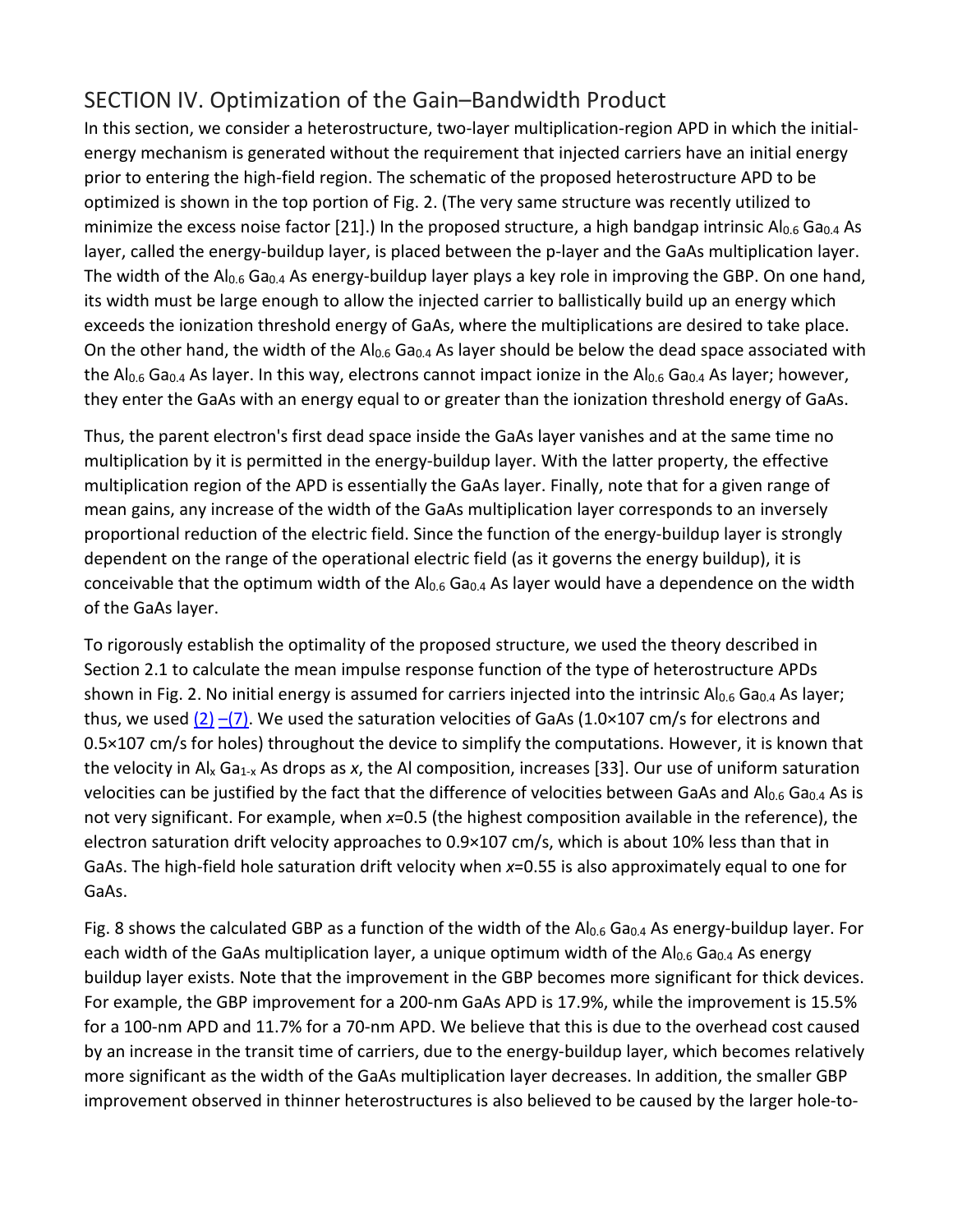## SECTION IV. Optimization of the Gain–Bandwidth Product

In this section, we consider a heterostructure, two-layer multiplication-region APD in which the initial-energy mechanism is generated without the requirement that injected carriers have an initial energy prior to entering the high-field region. The schematic of the proposed heterostructure APD to be optimized is shown in the top portion of Fig. 2. (The very same structure was recently utilized to minimize the excess noise factor [21].) In the proposed structure, a high bandgap intrinsic $Al_{0.6}Ga_{0.4}As$ layer, called the energy-buildup layer, is placed between the p-layer and the GaAs multiplication layer. The width of the $Al_{0.6}Ga_{0.4}As$ energy-buildup layer plays a key role in improving the GBP. On one hand, its width must be large enough to allow the injected carrier to ballistically build up an energy which exceeds the ionization threshold energy of GaAs, where the multiplications are desired to take place. On the other hand, the width of the $Al_{0.6}Ga_{0.4}As$ layer should be below the dead space associated with the $Al_{0.6}Ga_{0.4}As$ layer. In this way, electrons cannot impact ionize in the $Al_{0.6}Ga_{0.4}As$ layer; however, they enter the GaAs with an energy equal to or greater than the ionization threshold energy of GaAs.

Thus, the parent electron's first dead space inside the GaAs layer vanishes and at the same time no multiplication by it is permitted in the energy-buildup layer. With the latter property, the effective multiplication region of the APD is essentially the GaAs layer. Finally, note that for a given range of mean gains, any increase of the width of the GaAs multiplication layer corresponds to an inversely proportional reduction of the electric field. Since the function of the energy-buildup layer is strongly dependent on the range of the operational electric field (as it governs the energy buildup), it is conceivable that the optimum width of the $Al_{0.6}Ga_{0.4}As$ layer would have a dependence on the width of the GaAs layer.

To rigorously establish the optimality of the proposed structure, we used the theory described in Section 2.1 to calculate the mean impulse response function of the type of heterostructure APDs shown in Fig. 2. No initial energy is assumed for carriers injected into the intrinsic $Al_{0.6}Ga_{0.4}As$ layer; thus, we used (2) –(7). We used the saturation velocities of GaAs ($1.0\times10^7$ cm/s for electrons and $0.5\times10^7$ cm/s for holes) throughout the device to simplify the computations. However, it is known that the velocity in $Al_xGa_{1-x}As$ drops as $x$, the Al composition, increases [33]. Our use of uniform saturation velocities can be justified by the fact that the difference of velocities between GaAs and $Al_{0.6}Ga_{0.4}As$ is not very significant. For example, when $x$=0.5 (the highest composition available in the reference), the electron saturation drift velocity approaches to $0.9\times10^7$ cm/s, which is about 10% less than that in GaAs. The high-field hole saturation drift velocity when $x$=0.55 is also approximately equal to one for GaAs.

Fig. 8 shows the calculated GBP as a function of the width of the $Al_{0.6}Ga_{0.4}As$ energy-buildup layer. For each width of the GaAs multiplication layer, a unique optimum width of the $Al_{0.6}Ga_{0.4}As$ energy buildup layer exists. Note that the improvement in the GBP becomes more significant for thick devices. For example, the GBP improvement for a 200-nm GaAs APD is 17.9%, while the improvement is 15.5% for a 100-nm APD and 11.7% for a 70-nm APD. We believe that this is due to the overhead cost caused by an increase in the transit time of carriers, due to the energy-buildup layer, which becomes relatively more significant as the width of the GaAs multiplication layer decreases. In addition, the smaller GBP improvement observed in thinner heterostructures is also believed to be caused by the larger hole-to-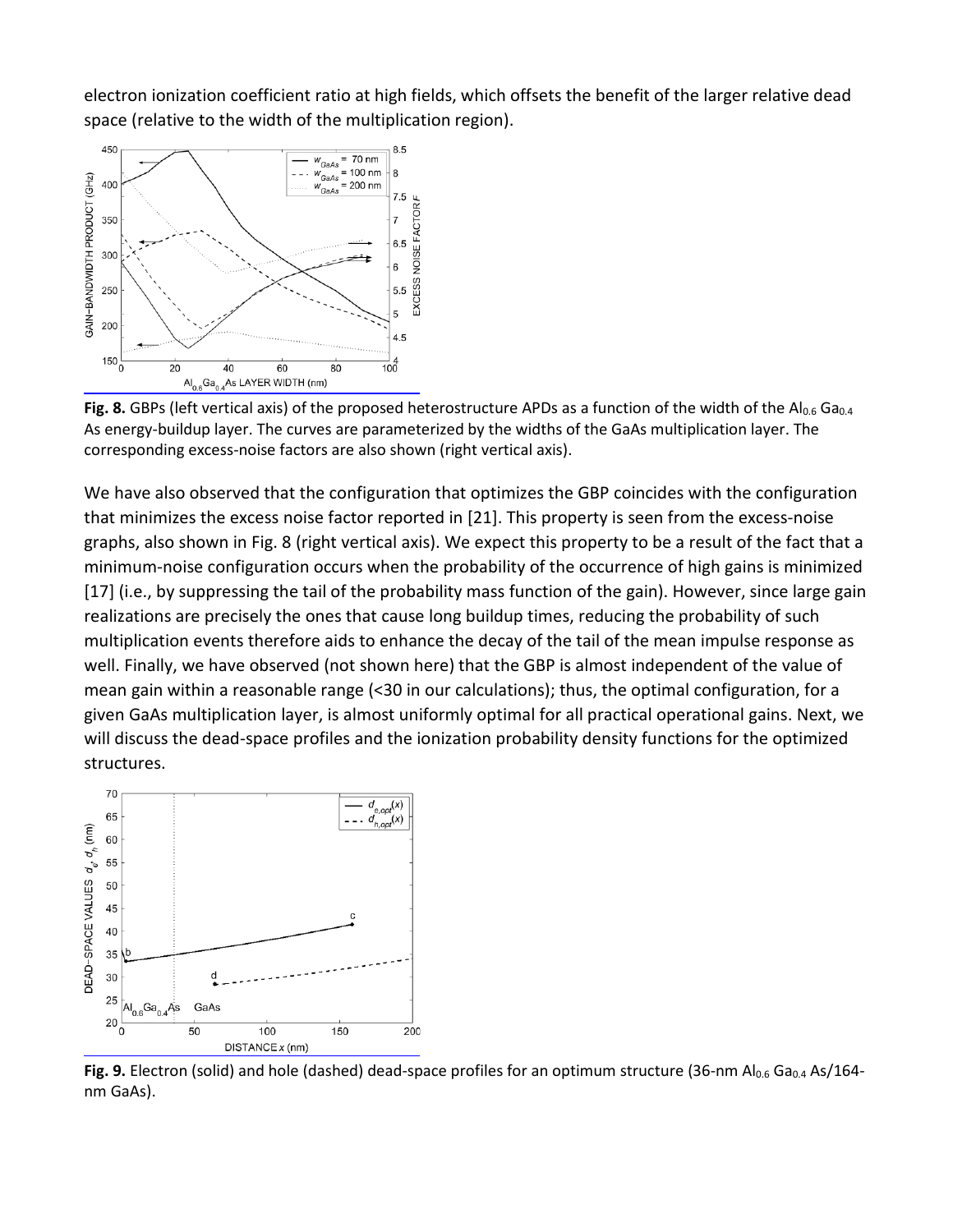electron ionization coefficient ratio at high fields, which offsets the benefit of the larger relative dead space (relative to the width of the multiplication region).

**Fig. 8.** GBPs (left vertical axis) of the proposed heterostructure APDs as a function of the width of the $Al_{0.6}Ga_{0.4}As$ energy-buildup layer. The curves are parameterized by the widths of the GaAs multiplication layer. The corresponding excess-noise factors are also shown (right vertical axis).

We have also observed that the configuration that optimizes the GBP coincides with the configuration that minimizes the excess noise factor reported in [21]. This property is seen from the excess-noise graphs, also shown in Fig. 8 (right vertical axis). We expect this property to be a result of the fact that a minimum-noise configuration occurs when the probability of the occurrence of high gains is minimized [17] (i.e., by suppressing the tail of the probability mass function of the gain). However, since large gain realizations are precisely the ones that cause long buildup times, reducing the probability of such multiplication events therefore aids to enhance the decay of the tail of the mean impulse response as well. Finally, we have observed (not shown here) that the GBP is almost independent of the value of mean gain within a reasonable range (<30 in our calculations); thus, the optimal configuration, for a given GaAs multiplication layer, is almost uniformly optimal for all practical operational gains. Next, we will discuss the dead-space profiles and the ionization probability density functions for the optimized structures.

**Fig. 9.** Electron (solid) and hole (dashed) dead-space profiles for an optimum structure (36-nm $Al_{0.6}Ga_{0.4}As$/164-nm GaAs).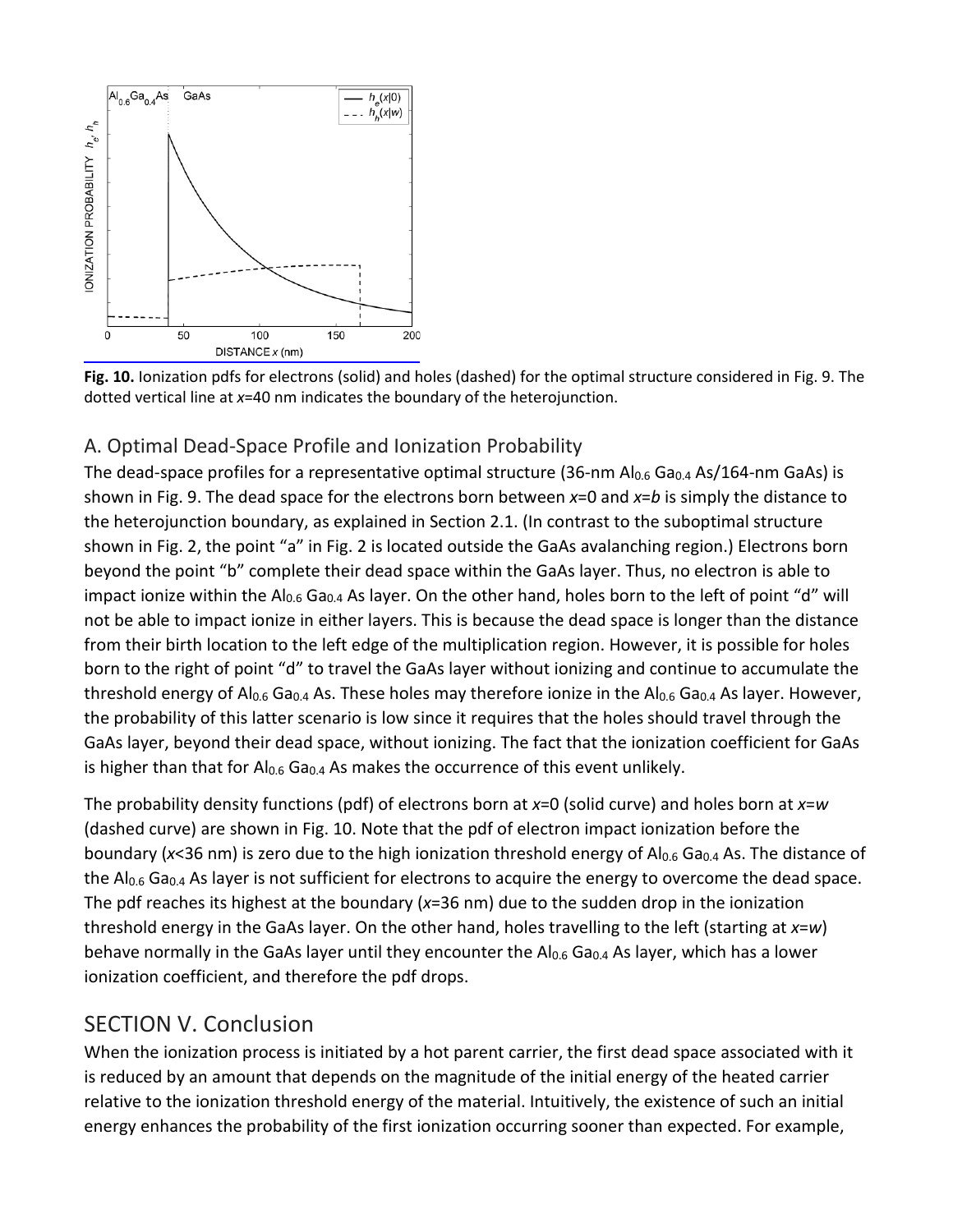**Fig. 10.** Ionization pdfs for electrons (solid) and holes (dashed) for the optimal structure considered in Fig. 9. The dotted vertical line at $x$=40 nm indicates the boundary of the heterojunction.

## A. Optimal Dead-Space Profile and Ionization Probability

The dead-space profiles for a representative optimal structure (36-nm $Al_{0.6}Ga_{0.4}As$/164-nm GaAs) is shown in Fig. 9. The dead space for the electrons born between $x$=0 and $x$=$b$ is simply the distance to the heterojunction boundary, as explained in Section 2.1. (In contrast to the suboptimal structure shown in Fig. 2, the point "a" in Fig. 2 is located outside the GaAs avalanching region.) Electrons born beyond the point "b" complete their dead space within the GaAs layer. Thus, no electron is able to impact ionize within the $Al_{0.6}Ga_{0.4}As$ layer. On the other hand, holes born to the left of point "d" will not be able to impact ionize in either layers. This is because the dead space is longer than the distance from their birth location to the left edge of the multiplication region. However, it is possible for holes born to the right of point "d" to travel the GaAs layer without ionizing and continue to accumulate the threshold energy of $Al_{0.6}Ga_{0.4}As$. These holes may therefore ionize in the $Al_{0.6}Ga_{0.4}As$ layer. However, the probability of this latter scenario is low since it requires that the holes should travel through the GaAs layer, beyond their dead space, without ionizing. The fact that the ionization coefficient for GaAs is higher than that for $Al_{0.6}Ga_{0.4}As$ makes the occurrence of this event unlikely.

The probability density functions (pdf) of electrons born at $x$=0 (solid curve) and holes born at $x$=$w$ (dashed curve) are shown in Fig. 10. Note that the pdf of electron impact ionization before the boundary ($x$<36 nm) is zero due to the high ionization threshold energy of $Al_{0.6}Ga_{0.4}As$. The distance of the $Al_{0.6}Ga_{0.4}As$ layer is not sufficient for electrons to acquire the energy to overcome the dead space. The pdf reaches its highest at the boundary ($x$=36 nm) due to the sudden drop in the ionization threshold energy in the GaAs layer. On the other hand, holes travelling to the left (starting at $x$=$w$) behave normally in the GaAs layer until they encounter the $Al_{0.6}Ga_{0.4}As$ layer, which has a lower ionization coefficient, and therefore the pdf drops.

# SECTION V. Conclusion

When the ionization process is initiated by a hot parent carrier, the first dead space associated with it is reduced by an amount that depends on the magnitude of the initial energy of the heated carrier relative to the ionization threshold energy of the material. Intuitively, the existence of such an initial energy enhances the probability of the first ionization occurring sooner than expected. For example,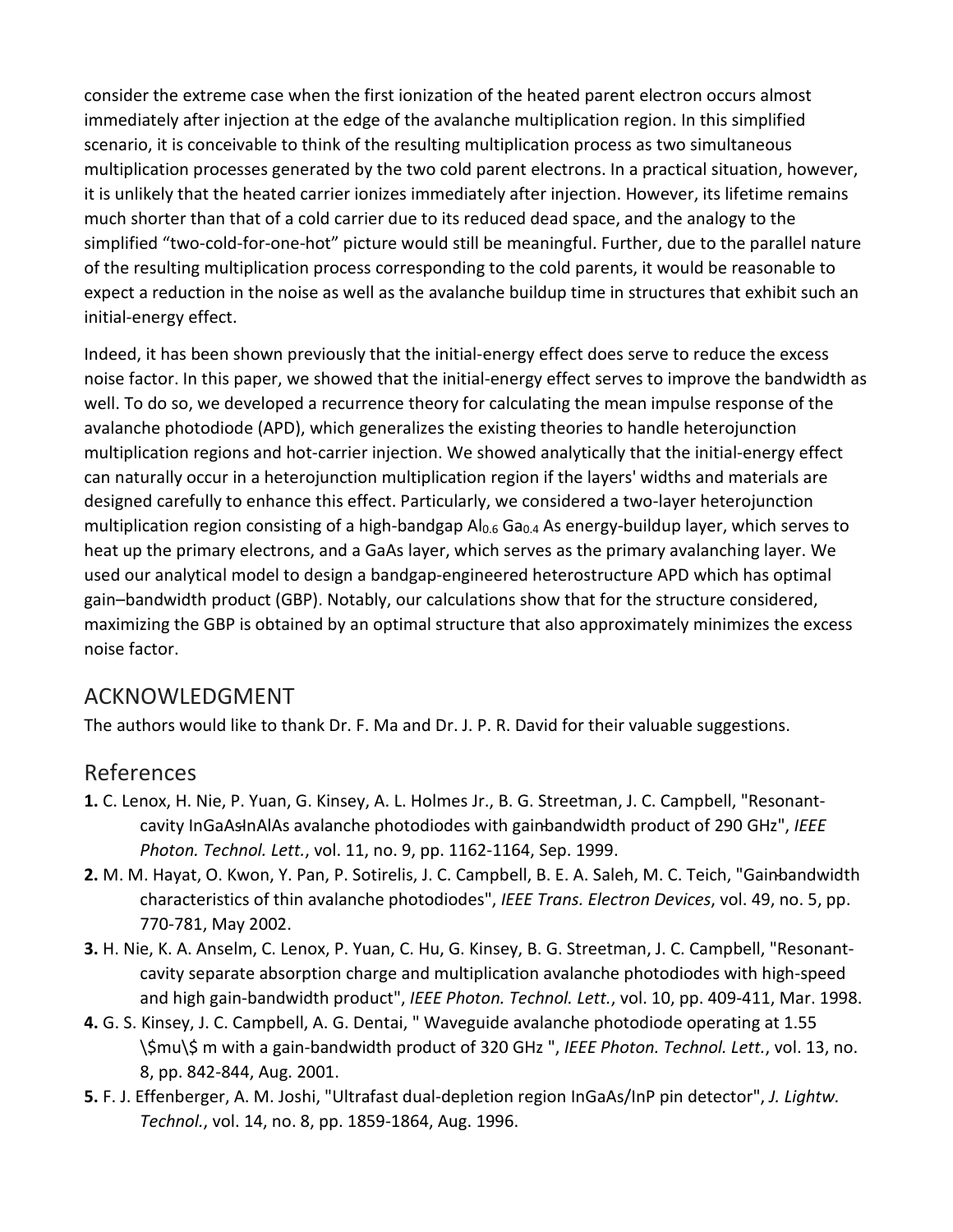consider the extreme case when the first ionization of the heated parent electron occurs almost immediately after injection at the edge of the avalanche multiplication region. In this simplified scenario, it is conceivable to think of the resulting multiplication process as two simultaneous multiplication processes generated by the two cold parent electrons. In a practical situation, however, it is unlikely that the heated carrier ionizes immediately after injection. However, its lifetime remains much shorter than that of a cold carrier due to its reduced dead space, and the analogy to the simplified “two-cold-for-one-hot” picture would still be meaningful. Further, due to the parallel nature of the resulting multiplication process corresponding to the cold parents, it would be reasonable to expect a reduction in the noise as well as the avalanche buildup time in structures that exhibit such an initial-energy effect.

Indeed, it has been shown previously that the initial-energy effect does serve to reduce the excess noise factor. In this paper, we showed that the initial-energy effect serves to improve the bandwidth as well. To do so, we developed a recurrence theory for calculating the mean impulse response of the avalanche photodiode (APD), which generalizes the existing theories to handle heterojunction multiplication regions and hot-carrier injection. We showed analytically that the initial-energy effect can naturally occur in a heterojunction multiplication region if the layers' widths and materials are designed carefully to enhance this effect. Particularly, we considered a two-layer heterojunction multiplication region consisting of a high-bandgap $Al_{0.6}Ga_{0.4}As$ energy-buildup layer, which serves to heat up the primary electrons, and a GaAs layer, which serves as the primary avalanching layer. We used our analytical model to design a bandgap-engineered heterostructure APD which has optimal gain–bandwidth product (GBP). Notably, our calculations show that for the structure considered, maximizing the GBP is obtained by an optimal structure that also approximately minimizes the excess noise factor.

## ACKNOWLEDGMENT

The authors would like to thank Dr. F. Ma and Dr. J. P. R. David for their valuable suggestions.

## References

**1.** C. Lenox, H. Nie, P. Yuan, G. Kinsey, A. L. Holmes Jr., B. G. Streetman, J. C. Campbell, "Resonant-cavity InGaAs-InAlAs avalanche photodiodes with gain-bandwidth product of 290 GHz", *IEEE Photon. Technol. Lett.*, vol. 11, no. 9, pp. 1162-1164, Sep. 1999.

**2.** M. M. Hayat, O. Kwon, Y. Pan, P. Sotirelis, J. C. Campbell, B. E. A. Saleh, M. C. Teich, "Gain-bandwidth characteristics of thin avalanche photodiodes", *IEEE Trans. Electron Devices*, vol. 49, no. 5, pp. 770-781, May 2002.

**3.** H. Nie, K. A. Anselm, C. Lenox, P. Yuan, C. Hu, G. Kinsey, B. G. Streetman, J. C. Campbell, "Resonant-cavity separate absorption charge and multiplication avalanche photodiodes with high-speed and high gain-bandwidth product", *IEEE Photon. Technol. Lett.*, vol. 10, pp. 409-411, Mar. 1998.

**4.** G. S. Kinsey, J. C. Campbell, A. G. Dentai, " Waveguide avalanche photodiode operating at 1.55 \$mu\$ m with a gain-bandwidth product of 320 GHz ", *IEEE Photon. Technol. Lett.*, vol. 13, no. 8, pp. 842-844, Aug. 2001.

**5.** F. J. Effenberger, A. M. Joshi, "Ultrafast dual-depletion region InGaAs/InP pin detector", *J. Lightw. Technol.*, vol. 14, no. 8, pp. 1859-1864, Aug. 1996.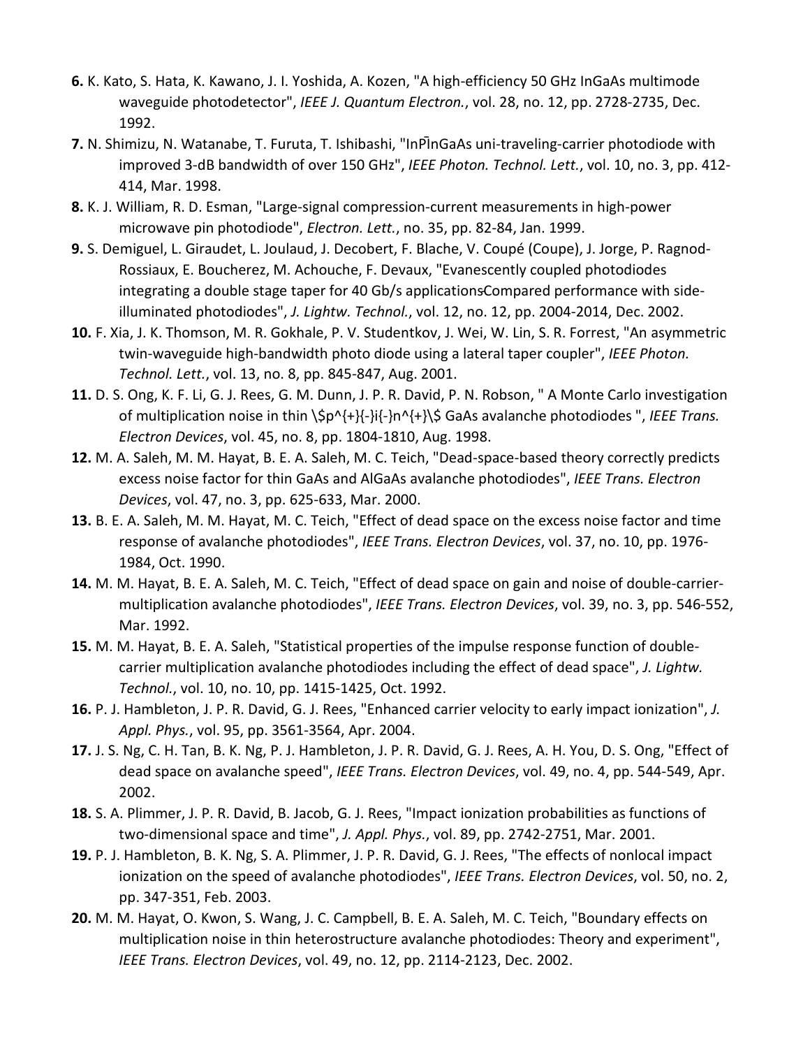**6.** K. Kato, S. Hata, K. Kawano, J. I. Yoshida, A. Kozen, "A high-efficiency 50 GHz InGaAs multimode waveguide photodetector", *IEEE J. Quantum Electron.*, vol. 28, no. 12, pp. 2728-2735, Dec. 1992.

**7.** N. Shimizu, N. Watanabe, T. Furuta, T. Ishibashi, "InP̄InGaAs uni-traveling-carrier photodiode with improved 3-dB bandwidth of over 150 GHz", *IEEE Photon. Technol. Lett.*, vol. 10, no. 3, pp. 412-414, Mar. 1998.

**8.** K. J. William, R. D. Esman, "Large-signal compression-current measurements in high-power microwave pin photodiode", *Electron. Lett.*, no. 35, pp. 82-84, Jan. 1999.

**9.** S. Demiguel, L. Giraudet, L. Joulaud, J. Decobert, F. Blache, V. Coupé (Coupe), J. Jorge, P. Ragnod-Rossiaux, E. Boucherez, M. Achouche, F. Devaux, "Evanescently coupled photodiodes integrating a double stage taper for 40 Gb/s applications-Compared performance with side-illuminated photodiodes", *J. Lightw. Technol.*, vol. 12, no. 12, pp. 2004-2014, Dec. 2002.

**10.** F. Xia, J. K. Thomson, M. R. Gokhale, P. V. Studentkov, J. Wei, W. Lin, S. R. Forrest, "An asymmetric twin-waveguide high-bandwidth photo diode using a lateral taper coupler", *IEEE Photon. Technol. Lett.*, vol. 13, no. 8, pp. 845-847, Aug. 2001.

**11.** D. S. Ong, K. F. Li, G. J. Rees, G. M. Dunn, J. P. R. David, P. N. Robson, " A Monte Carlo investigation of multiplication noise in thin \$p^{+}{-}i{-}n^{+}\$ GaAs avalanche photodiodes ", *IEEE Trans. Electron Devices*, vol. 45, no. 8, pp. 1804-1810, Aug. 1998.

**12.** M. A. Saleh, M. M. Hayat, B. E. A. Saleh, M. C. Teich, "Dead-space-based theory correctly predicts excess noise factor for thin GaAs and AlGaAs avalanche photodiodes", *IEEE Trans. Electron Devices*, vol. 47, no. 3, pp. 625-633, Mar. 2000.

**13.** B. E. A. Saleh, M. M. Hayat, M. C. Teich, "Effect of dead space on the excess noise factor and time response of avalanche photodiodes", *IEEE Trans. Electron Devices*, vol. 37, no. 10, pp. 1976-1984, Oct. 1990.

**14.** M. M. Hayat, B. E. A. Saleh, M. C. Teich, "Effect of dead space on gain and noise of double-carrier-multiplication avalanche photodiodes", *IEEE Trans. Electron Devices*, vol. 39, no. 3, pp. 546-552, Mar. 1992.

**15.** M. M. Hayat, B. E. A. Saleh, "Statistical properties of the impulse response function of double-carrier multiplication avalanche photodiodes including the effect of dead space", *J. Lightw. Technol.*, vol. 10, no. 10, pp. 1415-1425, Oct. 1992.

**16.** P. J. Hambleton, J. P. R. David, G. J. Rees, "Enhanced carrier velocity to early impact ionization", *J. Appl. Phys.*, vol. 95, pp. 3561-3564, Apr. 2004.

**17.** J. S. Ng, C. H. Tan, B. K. Ng, P. J. Hambleton, J. P. R. David, G. J. Rees, A. H. You, D. S. Ong, "Effect of dead space on avalanche speed", *IEEE Trans. Electron Devices*, vol. 49, no. 4, pp. 544-549, Apr. 2002.

**18.** S. A. Plimmer, J. P. R. David, B. Jacob, G. J. Rees, "Impact ionization probabilities as functions of two-dimensional space and time", *J. Appl. Phys.*, vol. 89, pp. 2742-2751, Mar. 2001.

**19.** P. J. Hambleton, B. K. Ng, S. A. Plimmer, J. P. R. David, G. J. Rees, "The effects of nonlocal impact ionization on the speed of avalanche photodiodes", *IEEE Trans. Electron Devices*, vol. 50, no. 2, pp. 347-351, Feb. 2003.

**20.** M. M. Hayat, O. Kwon, S. Wang, J. C. Campbell, B. E. A. Saleh, M. C. Teich, "Boundary effects on multiplication noise in thin heterostructure avalanche photodiodes: Theory and experiment", *IEEE Trans. Electron Devices*, vol. 49, no. 12, pp. 2114-2123, Dec. 2002.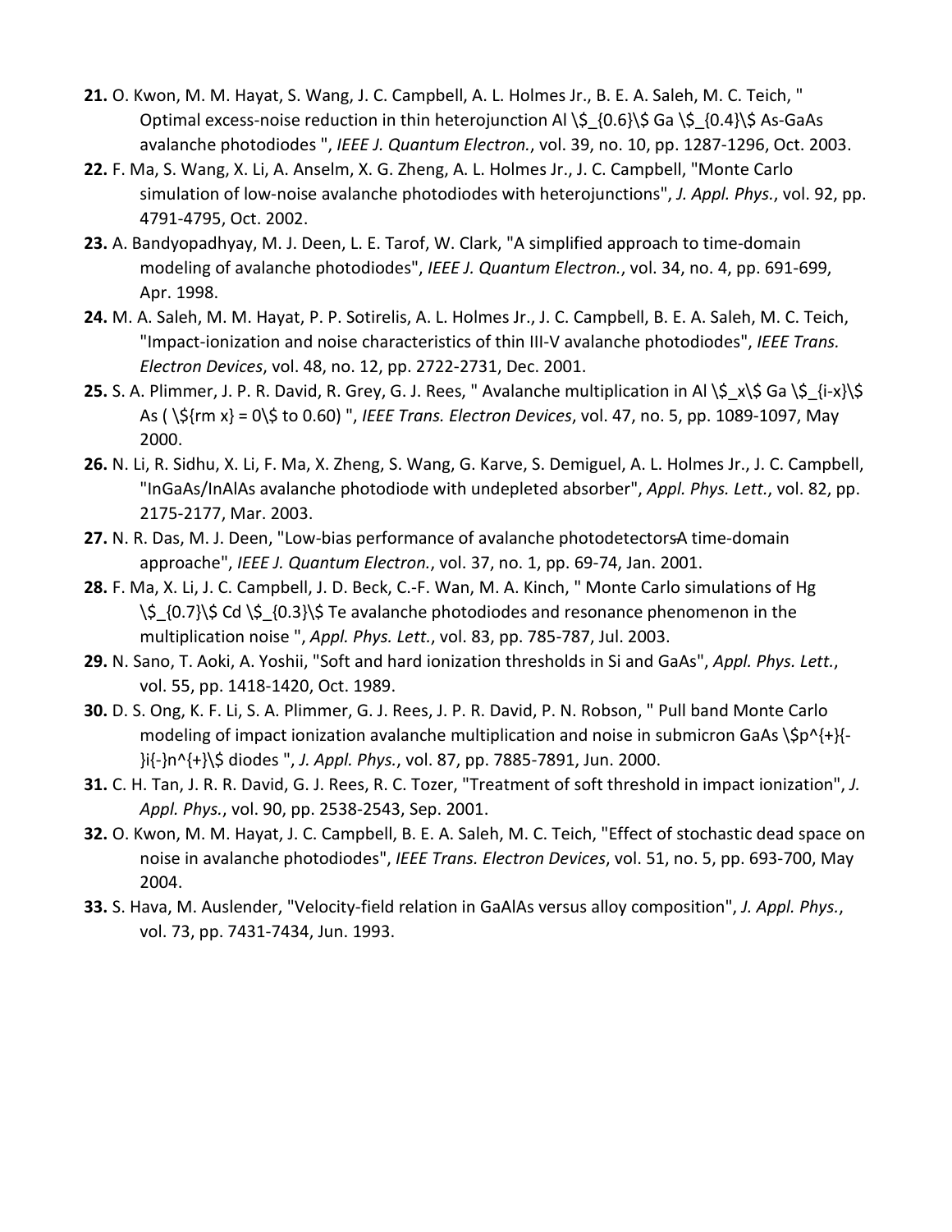**21.** O. Kwon, M. M. Hayat, S. Wang, J. C. Campbell, A. L. Holmes Jr., B. E. A. Saleh, M. C. Teich, " Optimal excess-noise reduction in thin heterojunction Al $_{0.6}$ Ga $_{0.4}$ As-GaAs avalanche photodiodes ", *IEEE J. Quantum Electron.*, vol. 39, no. 10, pp. 1287-1296, Oct. 2003.

**22.** F. Ma, S. Wang, X. Li, A. Anselm, X. G. Zheng, A. L. Holmes Jr., J. C. Campbell, "Monte Carlo simulation of low-noise avalanche photodiodes with heterojunctions", *J. Appl. Phys.*, vol. 92, pp. 4791-4795, Oct. 2002.

**23.** A. Bandyopadhyay, M. J. Deen, L. E. Tarof, W. Clark, "A simplified approach to time-domain modeling of avalanche photodiodes", *IEEE J. Quantum Electron.*, vol. 34, no. 4, pp. 691-699, Apr. 1998.

**24.** M. A. Saleh, M. M. Hayat, P. P. Sotirelis, A. L. Holmes Jr., J. C. Campbell, B. E. A. Saleh, M. C. Teich, "Impact-ionization and noise characteristics of thin III-V avalanche photodiodes", *IEEE Trans. Electron Devices*, vol. 48, no. 12, pp. 2722-2731, Dec. 2001.

**25.** S. A. Plimmer, J. P. R. David, R. Grey, G. J. Rees, " Avalanche multiplication in Al $_x$ Ga $_{i-x}$ As ( ${\rm x} = 0$ to 0.60) ", *IEEE Trans. Electron Devices*, vol. 47, no. 5, pp. 1089-1097, May 2000.

**26.** N. Li, R. Sidhu, X. Li, F. Ma, X. Zheng, S. Wang, G. Karve, S. Demiguel, A. L. Holmes Jr., J. C. Campbell, "InGaAs/InAlAs avalanche photodiode with undepleted absorber", *Appl. Phys. Lett.*, vol. 82, pp. 2175-2177, Mar. 2003.

**27.** N. R. Das, M. J. Deen, "Low-bias performance of avalanche photodetectors-A time-domain approache", *IEEE J. Quantum Electron.*, vol. 37, no. 1, pp. 69-74, Jan. 2001.

**28.** F. Ma, X. Li, J. C. Campbell, J. D. Beck, C.-F. Wan, M. A. Kinch, " Monte Carlo simulations of Hg $_{0.7}$ Cd $_{0.3}$ Te avalanche photodiodes and resonance phenomenon in the multiplication noise ", *Appl. Phys. Lett.*, vol. 83, pp. 785-787, Jul. 2003.

**29.** N. Sano, T. Aoki, A. Yoshii, "Soft and hard ionization thresholds in Si and GaAs", *Appl. Phys. Lett.*, vol. 55, pp. 1418-1420, Oct. 1989.

**30.** D. S. Ong, K. F. Li, S. A. Plimmer, G. J. Rees, J. P. R. David, P. N. Robson, " Pull band Monte Carlo modeling of impact ionization avalanche multiplication and noise in submicron GaAs $p^{+}{-}i{-}n^{+}$ diodes ", *J. Appl. Phys.*, vol. 87, pp. 7885-7891, Jun. 2000.

**31.** C. H. Tan, J. R. R. David, G. J. Rees, R. C. Tozer, "Treatment of soft threshold in impact ionization", *J. Appl. Phys.*, vol. 90, pp. 2538-2543, Sep. 2001.

**32.** O. Kwon, M. M. Hayat, J. C. Campbell, B. E. A. Saleh, M. C. Teich, "Effect of stochastic dead space on noise in avalanche photodiodes", *IEEE Trans. Electron Devices*, vol. 51, no. 5, pp. 693-700, May 2004.

**33.** S. Hava, M. Auslender, "Velocity-field relation in GaAlAs versus alloy composition", *J. Appl. Phys.*, vol. 73, pp. 7431-7434, Jun. 1993.